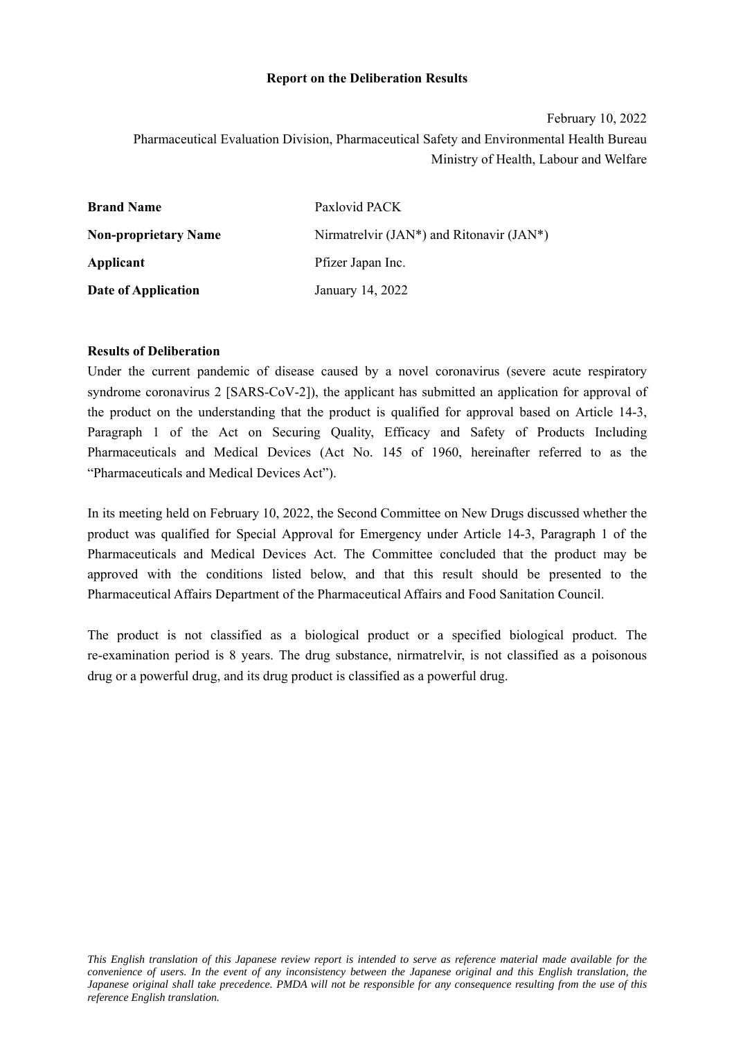# Report on the Deliberation Results

February 10, 2022

Pharmaceutical Evaluation Division, Pharmaceutical Safety and Environmental Health Bureau
Ministry of Health, Labour and Welfare

| | |
|---|---|
| **Brand Name** | Paxlovid PACK |
| **Non-proprietary Name** | Nirmatrelvir (JAN*) and Ritonavir (JAN*) |
| **Applicant** | Pfizer Japan Inc. |
| **Date of Application** | January 14, 2022 |

**Results of Deliberation**

Under the current pandemic of disease caused by a novel coronavirus (severe acute respiratory syndrome coronavirus 2 [SARS-CoV-2]), the applicant has submitted an application for approval of the product on the understanding that the product is qualified for approval based on Article 14-3, Paragraph 1 of the Act on Securing Quality, Efficacy and Safety of Products Including Pharmaceuticals and Medical Devices (Act No. 145 of 1960, hereinafter referred to as the "Pharmaceuticals and Medical Devices Act").

In its meeting held on February 10, 2022, the Second Committee on New Drugs discussed whether the product was qualified for Special Approval for Emergency under Article 14-3, Paragraph 1 of the Pharmaceuticals and Medical Devices Act. The Committee concluded that the product may be approved with the conditions listed below, and that this result should be presented to the Pharmaceutical Affairs Department of the Pharmaceutical Affairs and Food Sanitation Council.

The product is not classified as a biological product or a specified biological product. The re-examination period is 8 years. The drug substance, nirmatrelvir, is not classified as a poisonous drug or a powerful drug, and its drug product is classified as a powerful drug.

*This English translation of this Japanese review report is intended to serve as reference material made available for the convenience of users. In the event of any inconsistency between the Japanese original and this English translation, the Japanese original shall take precedence. PMDA will not be responsible for any consequence resulting from the use of this reference English translation.*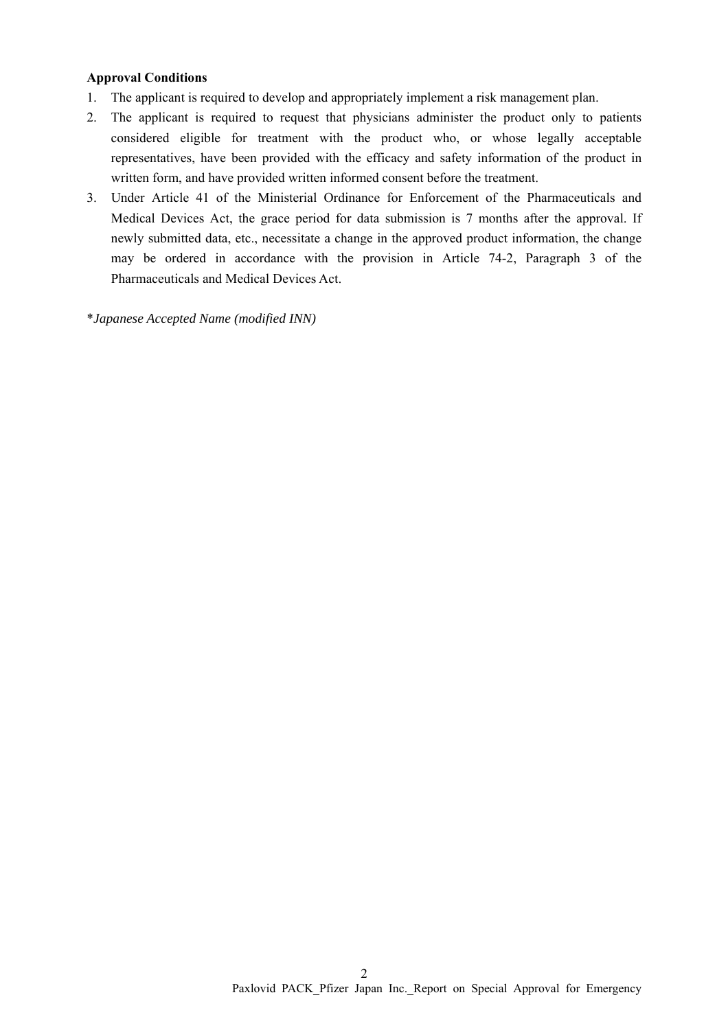**Approval Conditions**

1. The applicant is required to develop and appropriately implement a risk management plan.
2. The applicant is required to request that physicians administer the product only to patients considered eligible for treatment with the product who, or whose legally acceptable representatives, have been provided with the efficacy and safety information of the product in written form, and have provided written informed consent before the treatment.
3. Under Article 41 of the Ministerial Ordinance for Enforcement of the Pharmaceuticals and Medical Devices Act, the grace period for data submission is 7 months after the approval. If newly submitted data, etc., necessitate a change in the approved product information, the change may be ordered in accordance with the provision in Article 74-2, Paragraph 3 of the Pharmaceuticals and Medical Devices Act.

*\*Japanese Accepted Name (modified INN)*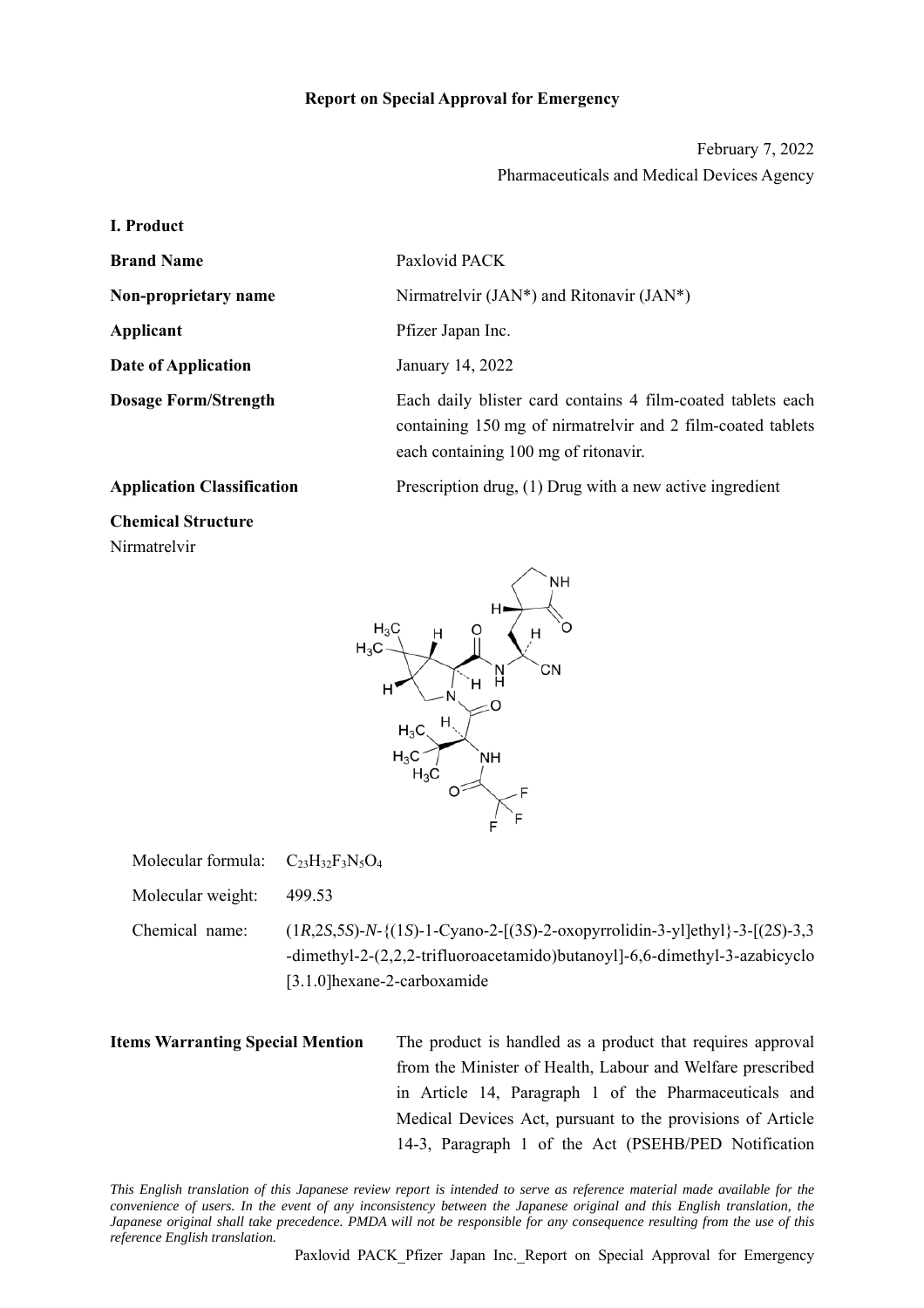**Report on Special Approval for Emergency**

February 7, 2022

Pharmaceuticals and Medical Devices Agency

**I. Product**

| | |
|---|---|
| **Brand Name** | Paxlovid PACK |
| **Non-proprietary name** | Nirmatrelvir (JAN*) and Ritonavir (JAN*) |
| **Applicant** | Pfizer Japan Inc. |
| **Date of Application** | January 14, 2022 |
| **Dosage Form/Strength** | Each daily blister card contains 4 film-coated tablets each containing 150 mg of nirmatrelvir and 2 film-coated tablets each containing 100 mg of ritonavir. |
| **Application Classification** | Prescription drug, (1) Drug with a new active ingredient |

**Chemical Structure**

Nirmatrelvir

Molecular formula: $C_{23}H_{32}F_3N_5O_4$

Molecular weight: 499.53

Chemical name: (1*R*,2*S*,5*S*)-*N*-{(1*S*)-1-Cyano-2-[(3*S*)-2-oxopyrrolidin-3-yl]ethyl}-3-[(2*S*)-3,3-dimethyl-2-(2,2,2-trifluoroacetamido)butanoyl]-6,6-dimethyl-3-azabicyclo[3.1.0]hexane-2-carboxamide

**Items Warranting Special Mention** The product is handled as a product that requires approval from the Minister of Health, Labour and Welfare prescribed in Article 14, Paragraph 1 of the Pharmaceuticals and Medical Devices Act, pursuant to the provisions of Article 14-3, Paragraph 1 of the Act (PSEHB/PED Notification

*This English translation of this Japanese review report is intended to serve as reference material made available for the convenience of users. In the event of any inconsistency between the Japanese original and this English translation, the Japanese original shall take precedence. PMDA will not be responsible for any consequence resulting from the use of this reference English translation.*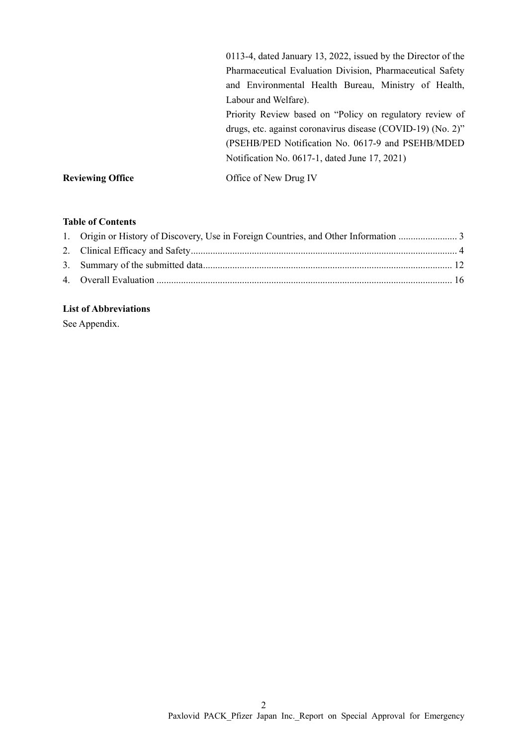0113-4, dated January 13, 2022, issued by the Director of the Pharmaceutical Evaluation Division, Pharmaceutical Safety and Environmental Health Bureau, Ministry of Health, Labour and Welfare).
Priority Review based on "Policy on regulatory review of drugs, etc. against coronavirus disease (COVID-19) (No. 2)" (PSEHB/PED Notification No. 0617-9 and PSEHB/MDED Notification No. 0617-1, dated June 17, 2021)

**Reviewing Office** Office of New Drug IV

**Table of Contents**

1. Origin or History of Discovery, Use in Foreign Countries, and Other Information ........................ 3
2. Clinical Efficacy and Safety........................................................................................................... 4
3. Summary of the submitted data.................................................................................................... 12
4. Overall Evaluation ........................................................................................................................ 16

**List of Abbreviations**

See Appendix.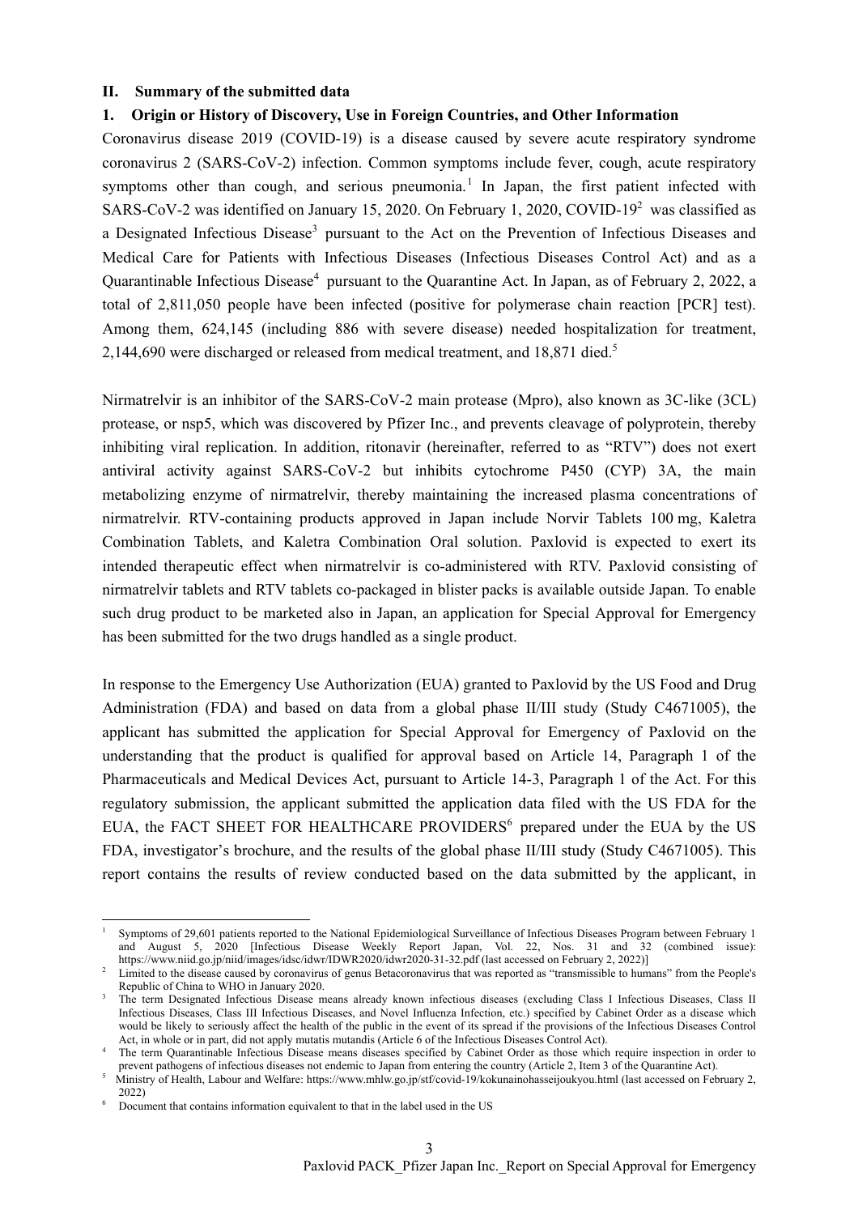## II. Summary of the submitted data

### 1. Origin or History of Discovery, Use in Foreign Countries, and Other Information

Coronavirus disease 2019 (COVID-19) is a disease caused by severe acute respiratory syndrome coronavirus 2 (SARS-CoV-2) infection. Common symptoms include fever, cough, acute respiratory symptoms other than cough, and serious pneumonia.[1] In Japan, the first patient infected with SARS-CoV-2 was identified on January 15, 2020. On February 1, 2020, COVID-19[2] was classified as a Designated Infectious Disease[3] pursuant to the Act on the Prevention of Infectious Diseases and Medical Care for Patients with Infectious Diseases (Infectious Diseases Control Act) and as a Quarantinable Infectious Disease[4] pursuant to the Quarantine Act. In Japan, as of February 2, 2022, a total of 2,811,050 people have been infected (positive for polymerase chain reaction [PCR] test). Among them, 624,145 (including 886 with severe disease) needed hospitalization for treatment, 2,144,690 were discharged or released from medical treatment, and 18,871 died.[5]

Nirmatrelvir is an inhibitor of the SARS-CoV-2 main protease (Mpro), also known as 3C-like (3CL) protease, or nsp5, which was discovered by Pfizer Inc., and prevents cleavage of polyprotein, thereby inhibiting viral replication. In addition, ritonavir (hereinafter, referred to as "RTV") does not exert antiviral activity against SARS-CoV-2 but inhibits cytochrome P450 (CYP) 3A, the main metabolizing enzyme of nirmatrelvir, thereby maintaining the increased plasma concentrations of nirmatrelvir. RTV-containing products approved in Japan include Norvir Tablets 100 mg, Kaletra Combination Tablets, and Kaletra Combination Oral solution. Paxlovid is expected to exert its intended therapeutic effect when nirmatrelvir is co-administered with RTV. Paxlovid consisting of nirmatrelvir tablets and RTV tablets co-packaged in blister packs is available outside Japan. To enable such drug product to be marketed also in Japan, an application for Special Approval for Emergency has been submitted for the two drugs handled as a single product.

In response to the Emergency Use Authorization (EUA) granted to Paxlovid by the US Food and Drug Administration (FDA) and based on data from a global phase II/III study (Study C4671005), the applicant has submitted the application for Special Approval for Emergency of Paxlovid on the understanding that the product is qualified for approval based on Article 14, Paragraph 1 of the Pharmaceuticals and Medical Devices Act, pursuant to Article 14-3, Paragraph 1 of the Act. For this regulatory submission, the applicant submitted the application data filed with the US FDA for the EUA, the FACT SHEET FOR HEALTHCARE PROVIDERS[6] prepared under the EUA by the US FDA, investigator's brochure, and the results of the global phase II/III study (Study C4671005). This report contains the results of review conducted based on the data submitted by the applicant, in

---

[1] Symptoms of 29,601 patients reported to the National Epidemiological Surveillance of Infectious Diseases Program between February 1 and August 5, 2020 [Infectious Disease Weekly Report Japan, Vol. 22, Nos. 31 and 32 (combined issue): https://www.niid.go.jp/niid/images/idsc/idwr/IDWR2020/idwr2020-31-32.pdf (last accessed on February 2, 2022)]

[2] Limited to the disease caused by coronavirus of genus Betacoronavirus that was reported as "transmissible to humans" from the People's Republic of China to WHO in January 2020.

[3] The term Designated Infectious Disease means already known infectious diseases (excluding Class I Infectious Diseases, Class II Infectious Diseases, Class III Infectious Diseases, and Novel Influenza Infection, etc.) specified by Cabinet Order as a disease which would be likely to seriously affect the health of the public in the event of its spread if the provisions of the Infectious Diseases Control Act, in whole or in part, did not apply mutatis mutandis (Article 6 of the Infectious Diseases Control Act).

[4] The term Quarantinable Infectious Disease means diseases specified by Cabinet Order as those which require inspection in order to prevent pathogens of infectious diseases not endemic to Japan from entering the country (Article 2, Item 3 of the Quarantine Act).

[5] Ministry of Health, Labour and Welfare: https://www.mhlw.go.jp/stf/covid-19/kokunainohasseijoukyou.html (last accessed on February 2, 2022)

[6] Document that contains information equivalent to that in the label used in the US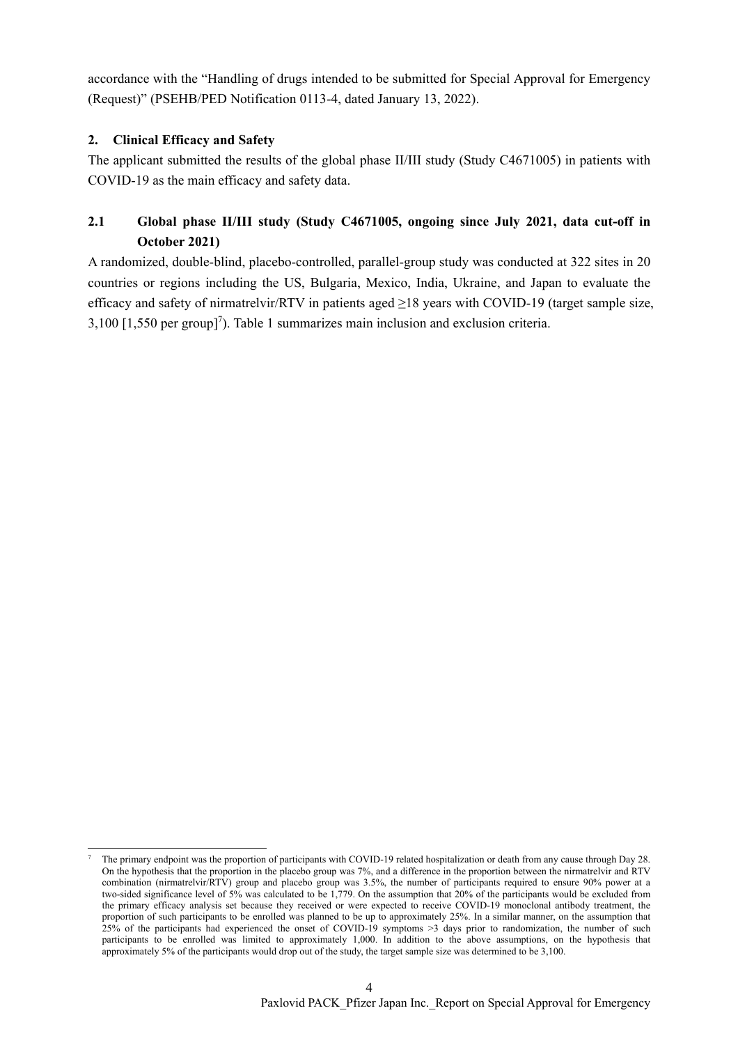accordance with the "Handling of drugs intended to be submitted for Special Approval for Emergency (Request)" (PSEHB/PED Notification 0113-4, dated January 13, 2022).

## 2. Clinical Efficacy and Safety

The applicant submitted the results of the global phase II/III study (Study C4671005) in patients with COVID-19 as the main efficacy and safety data.

### 2.1 Global phase II/III study (Study C4671005, ongoing since July 2021, data cut-off in October 2021)

A randomized, double-blind, placebo-controlled, parallel-group study was conducted at 322 sites in 20 countries or regions including the US, Bulgaria, Mexico, India, Ukraine, and Japan to evaluate the efficacy and safety of nirmatrelvir/RTV in patients aged ≥18 years with COVID-19 (target sample size, 3,100 [1,550 per group][7]). Table 1 summarizes main inclusion and exclusion criteria.

---

[7] The primary endpoint was the proportion of participants with COVID-19 related hospitalization or death from any cause through Day 28. On the hypothesis that the proportion in the placebo group was 7%, and a difference in the proportion between the nirmatrelvir and RTV combination (nirmatrelvir/RTV) group and placebo group was 3.5%, the number of participants required to ensure 90% power at a two-sided significance level of 5% was calculated to be 1,779. On the assumption that 20% of the participants would be excluded from the primary efficacy analysis set because they received or were expected to receive COVID-19 monoclonal antibody treatment, the proportion of such participants to be enrolled was planned to be up to approximately 25%. In a similar manner, on the assumption that 25% of the participants had experienced the onset of COVID-19 symptoms >3 days prior to randomization, the number of such participants to be enrolled was limited to approximately 1,000. In addition to the above assumptions, on the hypothesis that approximately 5% of the participants would drop out of the study, the target sample size was determined to be 3,100.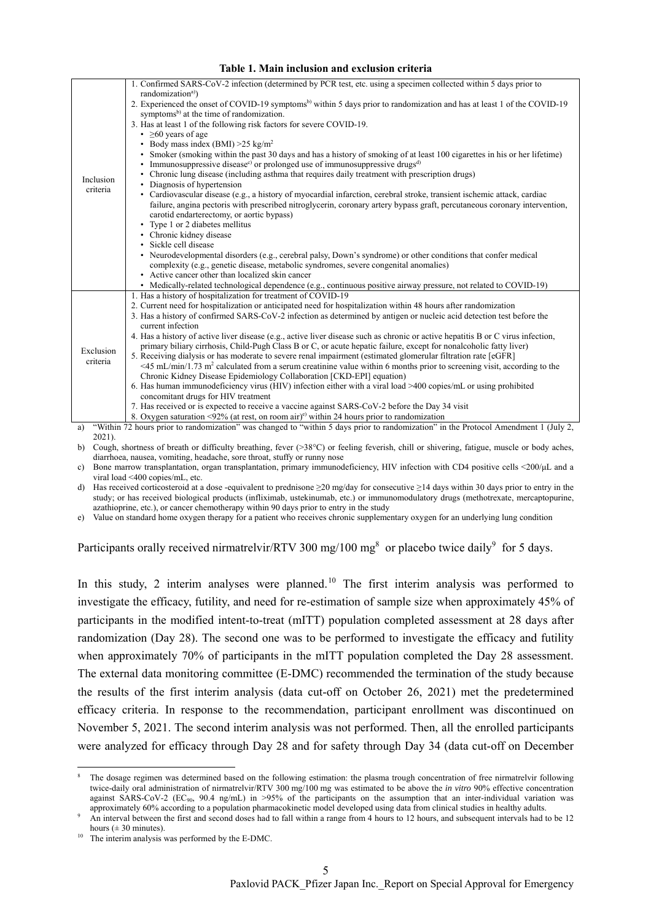**Table 1. Main inclusion and exclusion criteria**

| | |
|---|---|
| Inclusion criteria | 1. Confirmed SARS-CoV-2 infection (determined by PCR test, etc. using a specimen collected within 5 days prior to randomization[a])<br>2. Experienced the onset of COVID-19 symptoms[b] within 5 days prior to randomization and has at least 1 of the COVID-19 symptoms[b] at the time of randomization.<br>3. Has at least 1 of the following risk factors for severe COVID-19.<br>• ≥60 years of age<br>• Body mass index (BMI) >25 kg/m$^2$<br>• Smoker (smoking within the past 30 days and has a history of smoking of at least 100 cigarettes in his or her lifetime)<br>• Immunosuppressive disease[c] or prolonged use of immunosuppressive drugs[d]<br>• Chronic lung disease (including asthma that requires daily treatment with prescription drugs)<br>• Diagnosis of hypertension<br>• Cardiovascular disease (e.g., a history of myocardial infarction, cerebral stroke, transient ischemic attack, cardiac failure, angina pectoris with prescribed nitroglycerin, coronary artery bypass graft, percutaneous coronary intervention, carotid endarterectomy, or aortic bypass)<br>• Type 1 or 2 diabetes mellitus<br>• Chronic kidney disease<br>• Sickle cell disease<br>• Neurodevelopmental disorders (e.g., cerebral palsy, Down's syndrome) or other conditions that confer medical complexity (e.g., genetic disease, metabolic syndromes, severe congenital anomalies)<br>• Active cancer other than localized skin cancer<br>• Medically-related technological dependence (e.g., continuous positive airway pressure, not related to COVID-19) |
| Exclusion criteria | 1. Has a history of hospitalization for treatment of COVID-19<br>2. Current need for hospitalization or anticipated need for hospitalization within 48 hours after randomization<br>3. Has a history of confirmed SARS-CoV-2 infection as determined by antigen or nucleic acid detection test before the current infection<br>4. Has a history of active liver disease (e.g., active liver disease such as chronic or active hepatitis B or C virus infection, primary biliary cirrhosis, Child-Pugh Class B or C, or acute hepatic failure, except for nonalcoholic fatty liver)<br>5. Receiving dialysis or has moderate to severe renal impairment (estimated glomerular filtration rate [eGFR] <45 mL/min/1.73 m$^2$ calculated from a serum creatinine value within 6 months prior to screening visit, according to the Chronic Kidney Disease Epidemiology Collaboration [CKD-EPI] equation)<br>6. Has human immunodeficiency virus (HIV) infection either with a viral load >400 copies/mL or using prohibited concomitant drugs for HIV treatment<br>7. Has received or is expected to receive a vaccine against SARS-CoV-2 before the Day 34 visit<br>8. Oxygen saturation <92% (at rest, on room air)[e] within 24 hours prior to randomization |

a) "Within 72 hours prior to randomization" was changed to "within 5 days prior to randomization" in the Protocol Amendment 1 (July 2, 2021).

b) Cough, shortness of breath or difficulty breathing, fever (>38°C) or feeling feverish, chill or shivering, fatigue, muscle or body aches, diarrhoea, nausea, vomiting, headache, sore throat, stuffy or runny nose

c) Bone marrow transplantation, organ transplantation, primary immunodeficiency, HIV infection with CD4 positive cells <200/μL and a viral load <400 copies/mL, etc.

d) Has received corticosteroid at a dose -equivalent to prednisone ≥20 mg/day for consecutive ≥14 days within 30 days prior to entry in the study; or has received biological products (infliximab, ustekinumab, etc.) or immunomodulatory drugs (methotrexate, mercaptopurine, azathioprine, etc.), or cancer chemotherapy within 90 days prior to entry in the study

e) Value on standard home oxygen therapy for a patient who receives chronic supplementary oxygen for an underlying lung condition

Participants orally received nirmatrelvir/RTV 300 mg/100 mg[8] or placebo twice daily[9] for 5 days.

In this study, 2 interim analyses were planned.[10] The first interim analysis was performed to investigate the efficacy, futility, and need for re-estimation of sample size when approximately 45% of participants in the modified intent-to-treat (mITT) population completed assessment at 28 days after randomization (Day 28). The second one was to be performed to investigate the efficacy and futility when approximately 70% of participants in the mITT population completed the Day 28 assessment. The external data monitoring committee (E-DMC) recommended the termination of the study because the results of the first interim analysis (data cut-off on October 26, 2021) met the predetermined efficacy criteria. In response to the recommendation, participant enrollment was discontinued on November 5, 2021. The second interim analysis was not performed. Then, all the enrolled participants were analyzed for efficacy through Day 28 and for safety through Day 34 (data cut-off on December

[8] The dosage regimen was determined based on the following estimation: the plasma trough concentration of free nirmatrelvir following twice-daily oral administration of nirmatrelvir/RTV 300 mg/100 mg was estimated to be above the *in vitro* 90% effective concentration against SARS-CoV-2 ($EC_{90}$, 90.4 ng/mL) in >95% of the participants on the assumption that an inter-individual variation was approximately 60% according to a population pharmacokinetic model developed using data from clinical studies in healthy adults.

[9] An interval between the first and second doses had to fall within a range from 4 hours to 12 hours, and subsequent intervals had to be 12 hours (± 30 minutes).

[10] The interim analysis was performed by the E-DMC.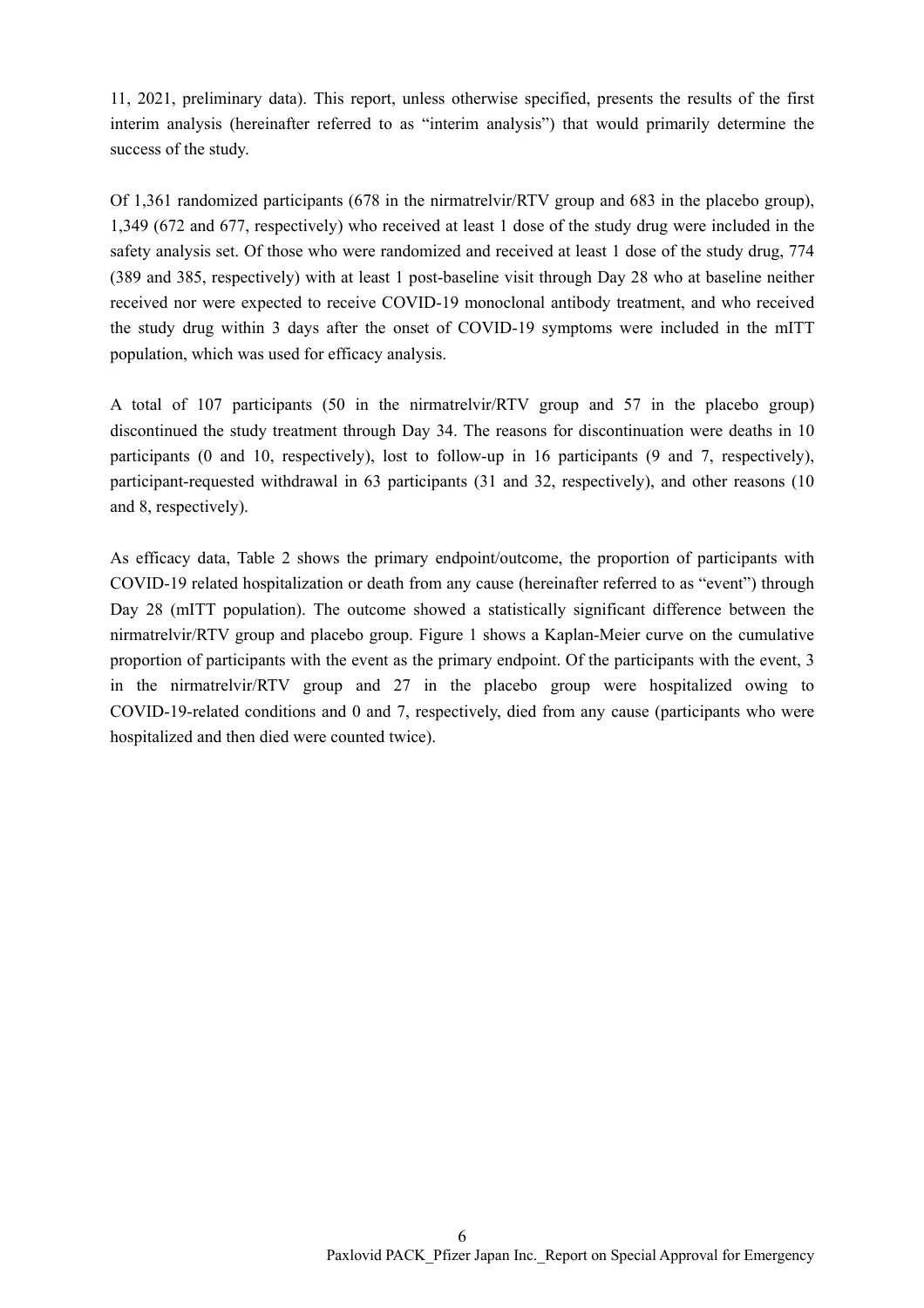11, 2021, preliminary data). This report, unless otherwise specified, presents the results of the first interim analysis (hereinafter referred to as "interim analysis") that would primarily determine the success of the study.

Of 1,361 randomized participants (678 in the nirmatrelvir/RTV group and 683 in the placebo group), 1,349 (672 and 677, respectively) who received at least 1 dose of the study drug were included in the safety analysis set. Of those who were randomized and received at least 1 dose of the study drug, 774 (389 and 385, respectively) with at least 1 post-baseline visit through Day 28 who at baseline neither received nor were expected to receive COVID-19 monoclonal antibody treatment, and who received the study drug within 3 days after the onset of COVID-19 symptoms were included in the mITT population, which was used for efficacy analysis.

A total of 107 participants (50 in the nirmatrelvir/RTV group and 57 in the placebo group) discontinued the study treatment through Day 34. The reasons for discontinuation were deaths in 10 participants (0 and 10, respectively), lost to follow-up in 16 participants (9 and 7, respectively), participant-requested withdrawal in 63 participants (31 and 32, respectively), and other reasons (10 and 8, respectively).

As efficacy data, Table 2 shows the primary endpoint/outcome, the proportion of participants with COVID-19 related hospitalization or death from any cause (hereinafter referred to as "event") through Day 28 (mITT population). The outcome showed a statistically significant difference between the nirmatrelvir/RTV group and placebo group. Figure 1 shows a Kaplan-Meier curve on the cumulative proportion of participants with the event as the primary endpoint. Of the participants with the event, 3 in the nirmatrelvir/RTV group and 27 in the placebo group were hospitalized owing to COVID-19-related conditions and 0 and 7, respectively, died from any cause (participants who were hospitalized and then died were counted twice).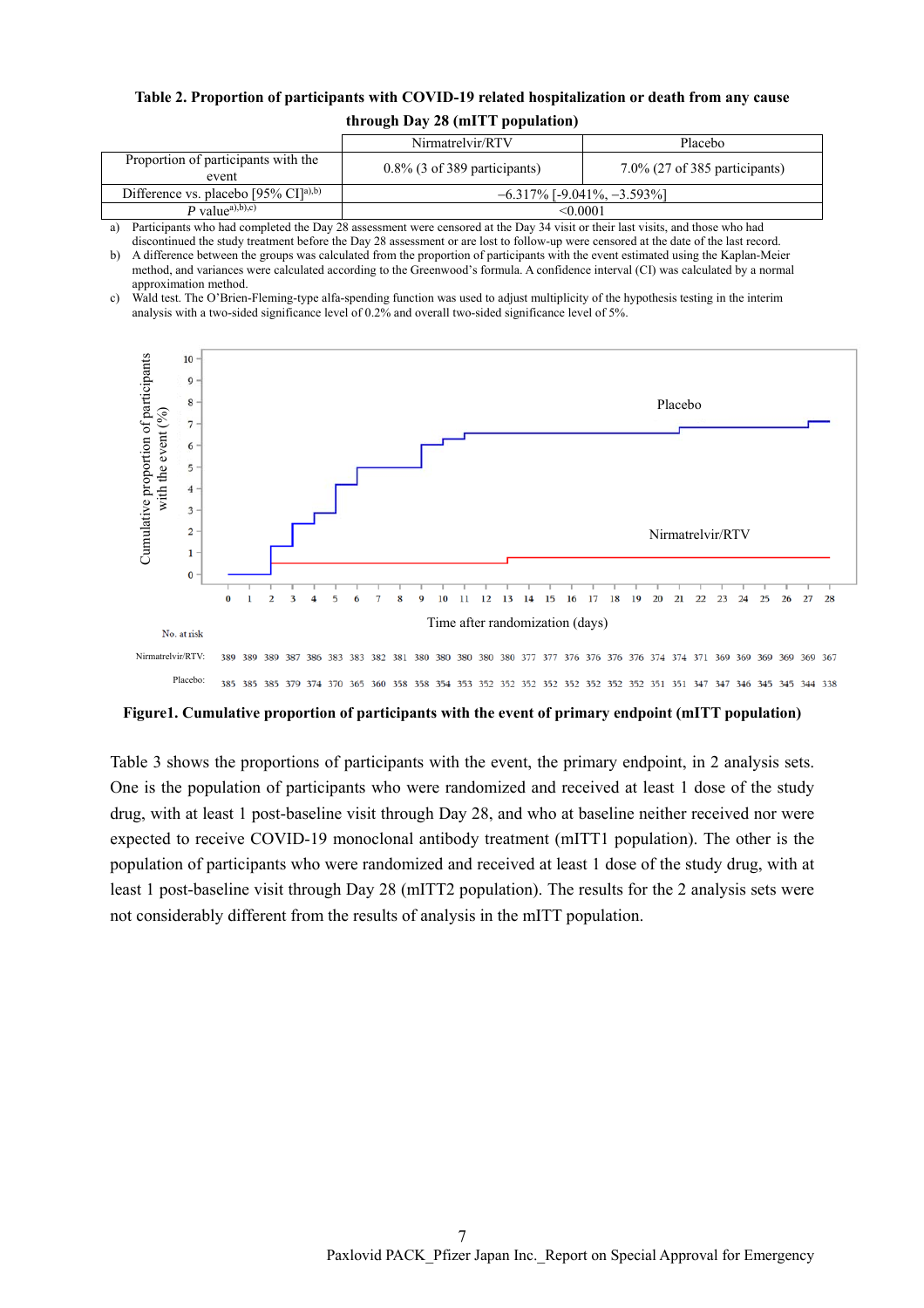**Table 2. Proportion of participants with COVID-19 related hospitalization or death from any cause through Day 28 (mITT population)**

| | Nirmatrelvir/RTV | Placebo |
|---|---|---|
| Proportion of participants with the event | 0.8% (3 of 389 participants) | 7.0% (27 of 385 participants) |
| Difference vs. placebo [95% CI][a),b)] | −6.317% [-9.041%, −3.593%] | |
| *P* value[a),b),c)] | <0.0001 | |

a) Participants who had completed the Day 28 assessment were censored at the Day 34 visit or their last visits, and those who had discontinued the study treatment before the Day 28 assessment or are lost to follow-up were censored at the date of the last record.
b) A difference between the groups was calculated from the proportion of participants with the event estimated using the Kaplan-Meier method, and variances were calculated according to the Greenwood's formula. A confidence interval (CI) was calculated by a normal approximation method.
c) Wald test. The O'Brien-Fleming-type alfa-spending function was used to adjust multiplicity of the hypothesis testing in the interim analysis with a two-sided significance level of 0.2% and overall two-sided significance level of 5%.

No. at risk

| Time (days) | 0 | 1 | 2 | 3 | 4 | 5 | 6 | 7 | 8 | 9 | 10 | 11 | 12 | 13 | 14 | 15 | 16 | 17 | 18 | 19 | 20 | 21 | 22 | 23 | 24 | 25 | 26 | 27 | 28 |
|---|---|---|---|---|---|---|---|---|---|---|---|---|---|---|---|---|---|---|---|---|---|---|---|---|---|---|---|---|---|
| Nirmatrelvir/RTV: | 389 | 389 | 389 | 387 | 386 | 383 | 383 | 382 | 381 | 380 | 380 | 380 | 380 | 380 | 377 | 377 | 376 | 376 | 376 | 376 | 374 | 374 | 371 | 369 | 369 | 369 | 369 | 369 | 367 |
| Placebo: | 385 | 385 | 385 | 379 | 374 | 370 | 365 | 360 | 358 | 358 | 354 | 353 | 352 | 352 | 352 | 352 | 352 | 352 | 352 | 352 | 351 | 351 | 347 | 347 | 346 | 345 | 345 | 344 | 338 |

**Figure1. Cumulative proportion of participants with the event of primary endpoint (mITT population)**

Table 3 shows the proportions of participants with the event, the primary endpoint, in 2 analysis sets. One is the population of participants who were randomized and received at least 1 dose of the study drug, with at least 1 post-baseline visit through Day 28, and who at baseline neither received nor were expected to receive COVID-19 monoclonal antibody treatment (mITT1 population). The other is the population of participants who were randomized and received at least 1 dose of the study drug, with at least 1 post-baseline visit through Day 28 (mITT2 population). The results for the 2 analysis sets were not considerably different from the results of analysis in the mITT population.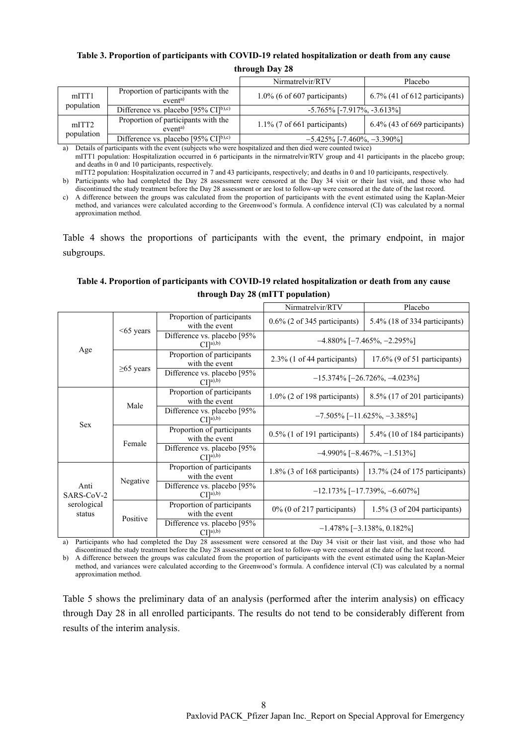**Table 3. Proportion of participants with COVID-19 related hospitalization or death from any cause through Day 28**

| | | Nirmatrelvir/RTV | Placebo |
|---|---|---|---|
| mITT1 population | Proportion of participants with the event[a)] | 1.0% (6 of 607 participants) | 6.7% (41 of 612 participants) |
| | Difference vs. placebo [95% CI][b),c)] | -5.765% [-7.917%, -3.613%] | |
| mITT2 population | Proportion of participants with the event[a)] | 1.1% (7 of 661 participants) | 6.4% (43 of 669 participants) |
| | Difference vs. placebo [95% CI][b),c)] | −5.425% [-7.460%, −3.390%] | |

a) Details of participants with the event (subjects who were hospitalized and then died were counted twice)
mITT1 population: Hospitalization occurred in 6 participants in the nirmatrelvir/RTV group and 41 participants in the placebo group; and deaths in 0 and 10 participants, respectively.
mITT2 population: Hospitalization occurred in 7 and 43 participants, respectively; and deaths in 0 and 10 participants, respectively.
b) Participants who had completed the Day 28 assessment were censored at the Day 34 visit or their last visit, and those who had discontinued the study treatment before the Day 28 assessment or are lost to follow-up were censored at the date of the last record.
c) A difference between the groups was calculated from the proportion of participants with the event estimated using the Kaplan-Meier method, and variances were calculated according to the Greenwood's formula. A confidence interval (CI) was calculated by a normal approximation method.

Table 4 shows the proportions of participants with the event, the primary endpoint, in major subgroups.

**Table 4. Proportion of participants with COVID-19 related hospitalization or death from any cause through Day 28 (mITT population)**

| | | | Nirmatrelvir/RTV | Placebo |
|---|---|---|---|---|
| Age | <65 years | Proportion of participants with the event | 0.6% (2 of 345 participants) | 5.4% (18 of 334 participants) |
| | | Difference vs. placebo [95% CI][a),b)] | −4.880% [−7.465%, −2.295%] | |
| | ≥65 years | Proportion of participants with the event | 2.3% (1 of 44 participants) | 17.6% (9 of 51 participants) |
| | | Difference vs. placebo [95% CI][a),b)] | −15.374% [−26.726%, −4.023%] | |
| Sex | Male | Proportion of participants with the event | 1.0% (2 of 198 participants) | 8.5% (17 of 201 participants) |
| | | Difference vs. placebo [95% CI][a),b)] | −7.505% [−11.625%, −3.385%] | |
| | Female | Proportion of participants with the event | 0.5% (1 of 191 participants) | 5.4% (10 of 184 participants) |
| | | Difference vs. placebo [95% CI][a),b)] | −4.990% [−8.467%, −1.513%] | |
| Anti SARS-CoV-2 serological status | Negative | Proportion of participants with the event | 1.8% (3 of 168 participants) | 13.7% (24 of 175 participants) |
| | | Difference vs. placebo [95% CI][a),b)] | −12.173% [−17.739%, −6.607%] | |
| | Positive | Proportion of participants with the event | 0% (0 of 217 participants) | 1.5% (3 of 204 participants) |
| | | Difference vs. placebo [95% CI][a),b)] | −1.478% [−3.138%, 0.182%] | |

a) Participants who had completed the Day 28 assessment were censored at the Day 34 visit or their last visit, and those who had discontinued the study treatment before the Day 28 assessment or are lost to follow-up were censored at the date of the last record.
b) A difference between the groups was calculated from the proportion of participants with the event estimated using the Kaplan-Meier method, and variances were calculated according to the Greenwood's formula. A confidence interval (CI) was calculated by a normal approximation method.

Table 5 shows the preliminary data of an analysis (performed after the interim analysis) on efficacy through Day 28 in all enrolled participants. The results do not tend to be considerably different from results of the interim analysis.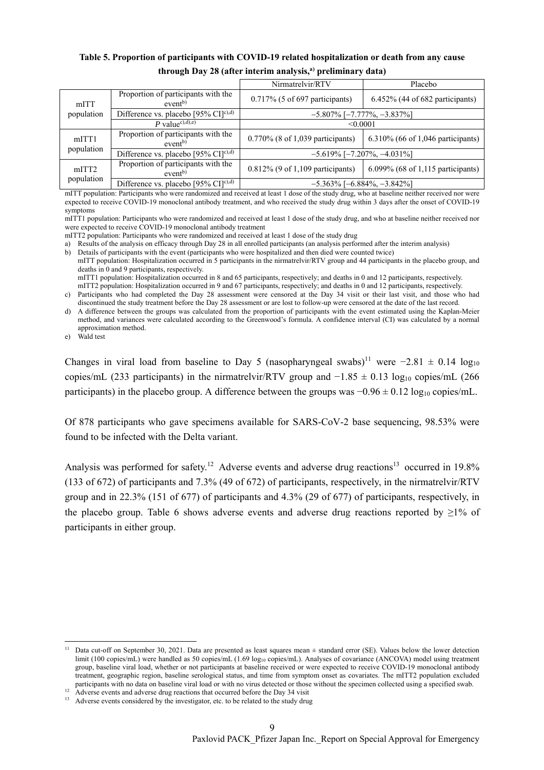**Table 5. Proportion of participants with COVID-19 related hospitalization or death from any cause through Day 28 (after interim analysis,[a)] preliminary data)**

| | | Nirmatrelvir/RTV | Placebo |
|---|---|---|---|
| mITT population | Proportion of participants with the event[b)] | 0.717% (5 of 697 participants) | 6.452% (44 of 682 participants) |
| | Difference vs. placebo [95% CI][c),d)] | −5.807% [−7.777%, −3.837%] | |
| | *P* value[c),d),e)] | <0.0001 | |
| mITT1 population | Proportion of participants with the event[b)] | 0.770% (8 of 1,039 participants) | 6.310% (66 of 1,046 participants) |
| | Difference vs. placebo [95% CI][c),d)] | −5.619% [−7.207%, −4.031%] | |
| mITT2 population | Proportion of participants with the event[b)] | 0.812% (9 of 1,109 participants) | 6.099% (68 of 1,115 participants) |
| | Difference vs. placebo [95% CI][c),d)] | −5.363% [−6.884%, −3.842%] | |

mITT population: Participants who were randomized and received at least 1 dose of the study drug, who at baseline neither received nor were expected to receive COVID-19 monoclonal antibody treatment, and who received the study drug within 3 days after the onset of COVID-19 symptoms

mITT1 population: Participants who were randomized and received at least 1 dose of the study drug, and who at baseline neither received nor were expected to receive COVID-19 monoclonal antibody treatment

mITT2 population: Participants who were randomized and received at least 1 dose of the study drug

a) Results of the analysis on efficacy through Day 28 in all enrolled participants (an analysis performed after the interim analysis)

b) Details of participants with the event (participants who were hospitalized and then died were counted twice)
mITT population: Hospitalization occurred in 5 participants in the nirmatrelvir/RTV group and 44 participants in the placebo group, and deaths in 0 and 9 participants, respectively.
mITT1 population: Hospitalization occurred in 8 and 65 participants, respectively; and deaths in 0 and 12 participants, respectively.
mITT2 population: Hospitalization occurred in 9 and 67 participants, respectively; and deaths in 0 and 12 participants, respectively.

c) Participants who had completed the Day 28 assessment were censored at the Day 34 visit or their last visit, and those who had discontinued the study treatment before the Day 28 assessment or are lost to follow-up were censored at the date of the last record.

d) A difference between the groups was calculated from the proportion of participants with the event estimated using the Kaplan-Meier method, and variances were calculated according to the Greenwood's formula. A confidence interval (CI) was calculated by a normal approximation method.

e) Wald test

Changes in viral load from baseline to Day 5 (nasopharyngeal swabs)[11] were $-2.81 \pm 0.14$ $\log_{10}$ copies/mL (233 participants) in the nirmatrelvir/RTV group and $-1.85 \pm 0.13$ $\log_{10}$ copies/mL (266 participants) in the placebo group. A difference between the groups was $-0.96 \pm 0.12$ $\log_{10}$ copies/mL.

Of 878 participants who gave specimens available for SARS-CoV-2 base sequencing, 98.53% were found to be infected with the Delta variant.

Analysis was performed for safety.[12] Adverse events and adverse drug reactions[13] occurred in 19.8% (133 of 672) of participants and 7.3% (49 of 672) of participants, respectively, in the nirmatrelvir/RTV group and in 22.3% (151 of 677) of participants and 4.3% (29 of 677) of participants, respectively, in the placebo group. Table 6 shows adverse events and adverse drug reactions reported by ≥1% of participants in either group.

---

[11] Data cut-off on September 30, 2021. Data are presented as least squares mean ± standard error (SE). Values below the lower detection limit (100 copies/mL) were handled as 50 copies/mL (1.69 $\log_{10}$ copies/mL). Analyses of covariance (ANCOVA) model using treatment group, baseline viral load, whether or not participants at baseline received or were expected to receive COVID-19 monoclonal antibody treatment, geographic region, baseline serological status, and time from symptom onset as covariates. The mITT2 population excluded participants with no data on baseline viral load or with no virus detected or those without the specimen collected using a specified swab.

[12] Adverse events and adverse drug reactions that occurred before the Day 34 visit

[13] Adverse events considered by the investigator, etc. to be related to the study drug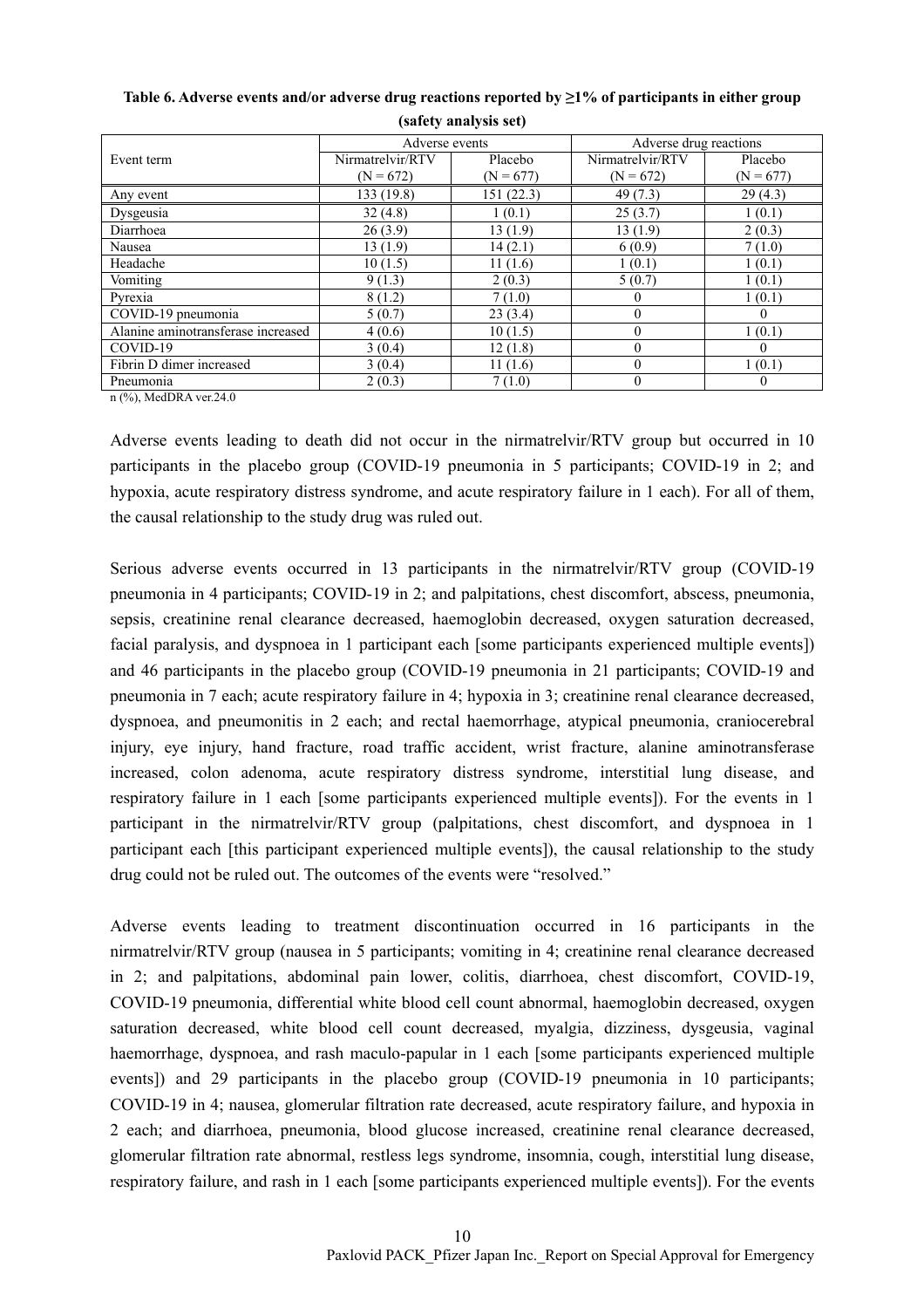**Table 6. Adverse events and/or adverse drug reactions reported by ≥1% of participants in either group (safety analysis set)**

| Event term | Adverse events | | Adverse drug reactions | |
|---|---|---|---|---|
| | Nirmatrelvir/RTV (N = 672) | Placebo (N = 677) | Nirmatrelvir/RTV (N = 672) | Placebo (N = 677) |
| Any event | 133 (19.8) | 151 (22.3) | 49 (7.3) | 29 (4.3) |
| Dysgeusia | 32 (4.8) | 1 (0.1) | 25 (3.7) | 1 (0.1) |
| Diarrhoea | 26 (3.9) | 13 (1.9) | 13 (1.9) | 2 (0.3) |
| Nausea | 13 (1.9) | 14 (2.1) | 6 (0.9) | 7 (1.0) |
| Headache | 10 (1.5) | 11 (1.6) | 1 (0.1) | 1 (0.1) |
| Vomiting | 9 (1.3) | 2 (0.3) | 5 (0.7) | 1 (0.1) |
| Pyrexia | 8 (1.2) | 7 (1.0) | 0 | 1 (0.1) |
| COVID-19 pneumonia | 5 (0.7) | 23 (3.4) | 0 | 0 |
| Alanine aminotransferase increased | 4 (0.6) | 10 (1.5) | 0 | 1 (0.1) |
| COVID-19 | 3 (0.4) | 12 (1.8) | 0 | 0 |
| Fibrin D dimer increased | 3 (0.4) | 11 (1.6) | 0 | 1 (0.1) |
| Pneumonia | 2 (0.3) | 7 (1.0) | 0 | 0 |

n (%), MedDRA ver.24.0

Adverse events leading to death did not occur in the nirmatrelvir/RTV group but occurred in 10 participants in the placebo group (COVID-19 pneumonia in 5 participants; COVID-19 in 2; and hypoxia, acute respiratory distress syndrome, and acute respiratory failure in 1 each). For all of them, the causal relationship to the study drug was ruled out.

Serious adverse events occurred in 13 participants in the nirmatrelvir/RTV group (COVID-19 pneumonia in 4 participants; COVID-19 in 2; and palpitations, chest discomfort, abscess, pneumonia, sepsis, creatinine renal clearance decreased, haemoglobin decreased, oxygen saturation decreased, facial paralysis, and dyspnoea in 1 participant each [some participants experienced multiple events]) and 46 participants in the placebo group (COVID-19 pneumonia in 21 participants; COVID-19 and pneumonia in 7 each; acute respiratory failure in 4; hypoxia in 3; creatinine renal clearance decreased, dyspnoea, and pneumonitis in 2 each; and rectal haemorrhage, atypical pneumonia, craniocerebral injury, eye injury, hand fracture, road traffic accident, wrist fracture, alanine aminotransferase increased, colon adenoma, acute respiratory distress syndrome, interstitial lung disease, and respiratory failure in 1 each [some participants experienced multiple events]). For the events in 1 participant in the nirmatrelvir/RTV group (palpitations, chest discomfort, and dyspnoea in 1 participant each [this participant experienced multiple events]), the causal relationship to the study drug could not be ruled out. The outcomes of the events were "resolved."

Adverse events leading to treatment discontinuation occurred in 16 participants in the nirmatrelvir/RTV group (nausea in 5 participants; vomiting in 4; creatinine renal clearance decreased in 2; and palpitations, abdominal pain lower, colitis, diarrhoea, chest discomfort, COVID-19, COVID-19 pneumonia, differential white blood cell count abnormal, haemoglobin decreased, oxygen saturation decreased, white blood cell count decreased, myalgia, dizziness, dysgeusia, vaginal haemorrhage, dyspnoea, and rash maculo-papular in 1 each [some participants experienced multiple events]) and 29 participants in the placebo group (COVID-19 pneumonia in 10 participants; COVID-19 in 4; nausea, glomerular filtration rate decreased, acute respiratory failure, and hypoxia in 2 each; and diarrhoea, pneumonia, blood glucose increased, creatinine renal clearance decreased, glomerular filtration rate abnormal, restless legs syndrome, insomnia, cough, interstitial lung disease, respiratory failure, and rash in 1 each [some participants experienced multiple events]). For the events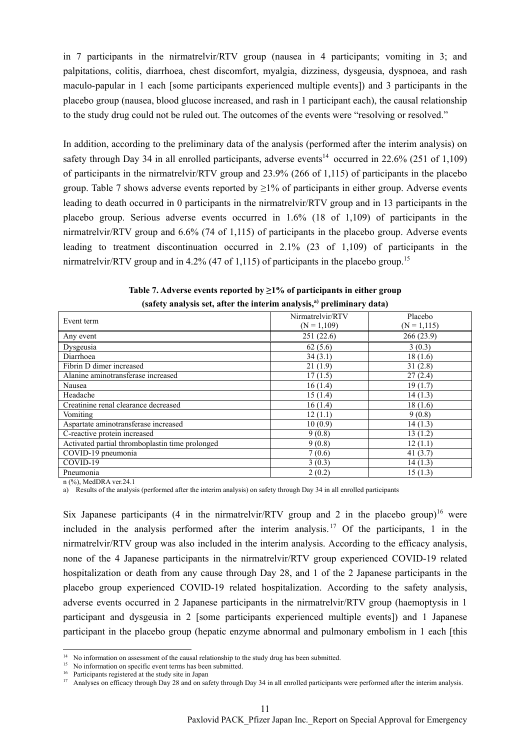in 7 participants in the nirmatrelvir/RTV group (nausea in 4 participants; vomiting in 3; and palpitations, colitis, diarrhoea, chest discomfort, myalgia, dizziness, dysgeusia, dyspnoea, and rash maculo-papular in 1 each [some participants experienced multiple events]) and 3 participants in the placebo group (nausea, blood glucose increased, and rash in 1 participant each), the causal relationship to the study drug could not be ruled out. The outcomes of the events were "resolving or resolved."

In addition, according to the preliminary data of the analysis (performed after the interim analysis) on safety through Day 34 in all enrolled participants, adverse events[14] occurred in 22.6% (251 of 1,109) of participants in the nirmatrelvir/RTV group and 23.9% (266 of 1,115) of participants in the placebo group. Table 7 shows adverse events reported by ≥1% of participants in either group. Adverse events leading to death occurred in 0 participants in the nirmatrelvir/RTV group and in 13 participants in the placebo group. Serious adverse events occurred in 1.6% (18 of 1,109) of participants in the nirmatrelvir/RTV group and 6.6% (74 of 1,115) of participants in the placebo group. Adverse events leading to treatment discontinuation occurred in 2.1% (23 of 1,109) of participants in the nirmatrelvir/RTV group and in 4.2% (47 of 1,115) of participants in the placebo group.[15]

**Table 7. Adverse events reported by ≥1% of participants in either group (safety analysis set, after the interim analysis,[a)] preliminary data)**

| Event term | Nirmatrelvir/RTV (N = 1,109) | Placebo (N = 1,115) |
|---|---|---|
| Any event | 251 (22.6) | 266 (23.9) |
| Dysgeusia | 62 (5.6) | 3 (0.3) |
| Diarrhoea | 34 (3.1) | 18 (1.6) |
| Fibrin D dimer increased | 21 (1.9) | 31 (2.8) |
| Alanine aminotransferase increased | 17 (1.5) | 27 (2.4) |
| Nausea | 16 (1.4) | 19 (1.7) |
| Headache | 15 (1.4) | 14 (1.3) |
| Creatinine renal clearance decreased | 16 (1.4) | 18 (1.6) |
| Vomiting | 12 (1.1) | 9 (0.8) |
| Aspartate aminotransferase increased | 10 (0.9) | 14 (1.3) |
| C-reactive protein increased | 9 (0.8) | 13 (1.2) |
| Activated partial thromboplastin time prolonged | 9 (0.8) | 12 (1.1) |
| COVID-19 pneumonia | 7 (0.6) | 41 (3.7) |
| COVID-19 | 3 (0.3) | 14 (1.3) |
| Pneumonia | 2 (0.2) | 15 (1.3) |

n (%), MedDRA ver.24.1

a) Results of the analysis (performed after the interim analysis) on safety through Day 34 in all enrolled participants

Six Japanese participants (4 in the nirmatrelvir/RTV group and 2 in the placebo group)[16] were included in the analysis performed after the interim analysis.[17] Of the participants, 1 in the nirmatrelvir/RTV group was also included in the interim analysis. According to the efficacy analysis, none of the 4 Japanese participants in the nirmatrelvir/RTV group experienced COVID-19 related hospitalization or death from any cause through Day 28, and 1 of the 2 Japanese participants in the placebo group experienced COVID-19 related hospitalization. According to the safety analysis, adverse events occurred in 2 Japanese participants in the nirmatrelvir/RTV group (haemoptysis in 1 participant and dysgeusia in 2 [some participants experienced multiple events]) and 1 Japanese participant in the placebo group (hepatic enzyme abnormal and pulmonary embolism in 1 each [this

[14] No information on assessment of the causal relationship to the study drug has been submitted.
[15] No information on specific event terms has been submitted.
[16] Participants registered at the study site in Japan
[17] Analyses on efficacy through Day 28 and on safety through Day 34 in all enrolled participants were performed after the interim analysis.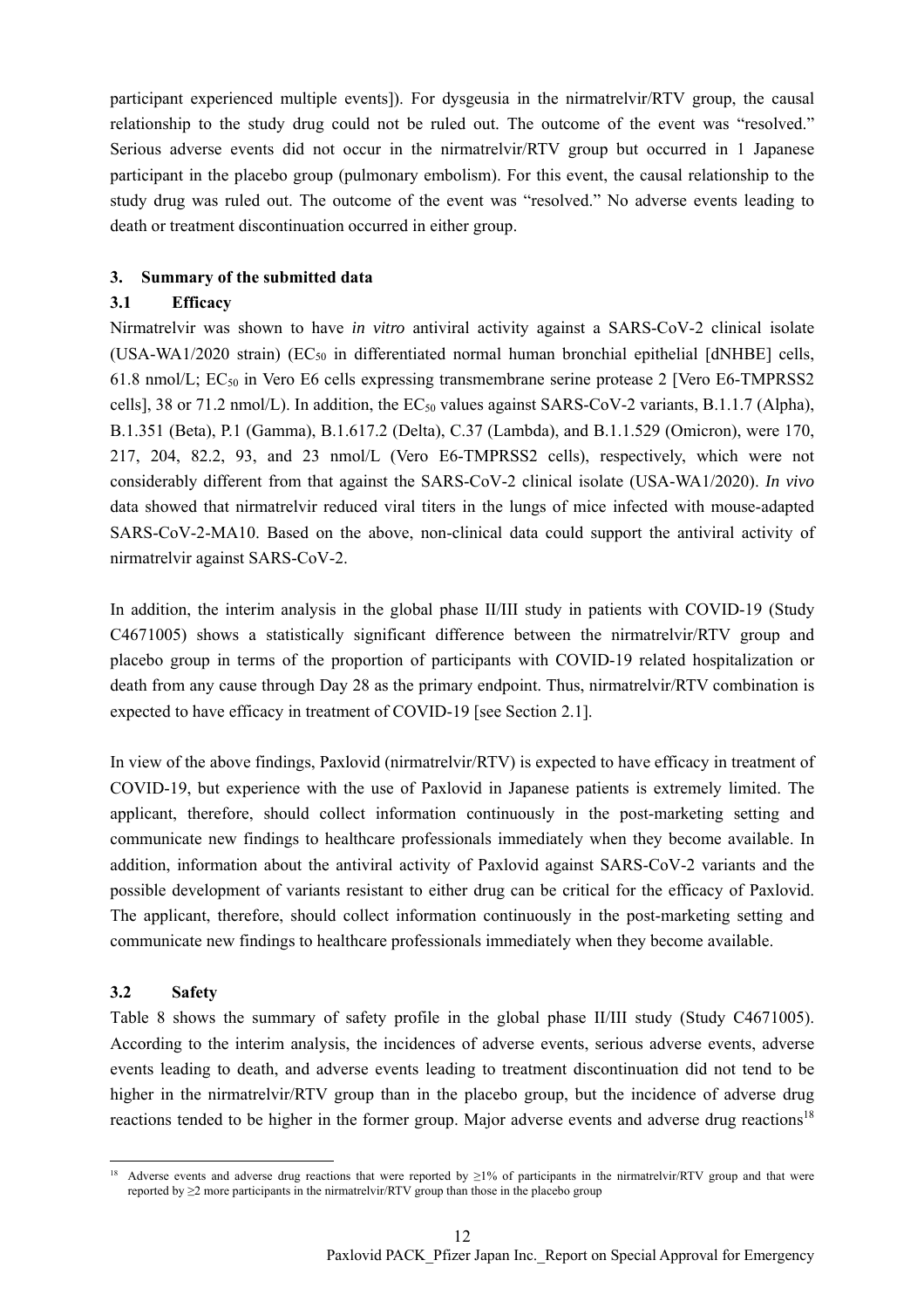participant experienced multiple events]). For dysgeusia in the nirmatrelvir/RTV group, the causal relationship to the study drug could not be ruled out. The outcome of the event was "resolved." Serious adverse events did not occur in the nirmatrelvir/RTV group but occurred in 1 Japanese participant in the placebo group (pulmonary embolism). For this event, the causal relationship to the study drug was ruled out. The outcome of the event was "resolved." No adverse events leading to death or treatment discontinuation occurred in either group.

## 3. Summary of the submitted data

### 3.1 Efficacy

Nirmatrelvir was shown to have *in vitro* antiviral activity against a SARS-CoV-2 clinical isolate (USA-WA1/2020 strain) ($EC_{50}$ in differentiated normal human bronchial epithelial [dNHBE] cells, 61.8 nmol/L; $EC_{50}$ in Vero E6 cells expressing transmembrane serine protease 2 [Vero E6-TMPRSS2 cells], 38 or 71.2 nmol/L). In addition, the $EC_{50}$ values against SARS-CoV-2 variants, B.1.1.7 (Alpha), B.1.351 (Beta), P.1 (Gamma), B.1.617.2 (Delta), C.37 (Lambda), and B.1.1.529 (Omicron), were 170, 217, 204, 82.2, 93, and 23 nmol/L (Vero E6-TMPRSS2 cells), respectively, which were not considerably different from that against the SARS-CoV-2 clinical isolate (USA-WA1/2020). *In vivo* data showed that nirmatrelvir reduced viral titers in the lungs of mice infected with mouse-adapted SARS-CoV-2-MA10. Based on the above, non-clinical data could support the antiviral activity of nirmatrelvir against SARS-CoV-2.

In addition, the interim analysis in the global phase II/III study in patients with COVID-19 (Study C4671005) shows a statistically significant difference between the nirmatrelvir/RTV group and placebo group in terms of the proportion of participants with COVID-19 related hospitalization or death from any cause through Day 28 as the primary endpoint. Thus, nirmatrelvir/RTV combination is expected to have efficacy in treatment of COVID-19 [see Section 2.1].

In view of the above findings, Paxlovid (nirmatrelvir/RTV) is expected to have efficacy in treatment of COVID-19, but experience with the use of Paxlovid in Japanese patients is extremely limited. The applicant, therefore, should collect information continuously in the post-marketing setting and communicate new findings to healthcare professionals immediately when they become available. In addition, information about the antiviral activity of Paxlovid against SARS-CoV-2 variants and the possible development of variants resistant to either drug can be critical for the efficacy of Paxlovid. The applicant, therefore, should collect information continuously in the post-marketing setting and communicate new findings to healthcare professionals immediately when they become available.

### 3.2 Safety

Table 8 shows the summary of safety profile in the global phase II/III study (Study C4671005). According to the interim analysis, the incidences of adverse events, serious adverse events, adverse events leading to death, and adverse events leading to treatment discontinuation did not tend to be higher in the nirmatrelvir/RTV group than in the placebo group, but the incidence of adverse drug reactions tended to be higher in the former group. Major adverse events and adverse drug reactions[18]

---

[18] Adverse events and adverse drug reactions that were reported by ≥1% of participants in the nirmatrelvir/RTV group and that were reported by ≥2 more participants in the nirmatrelvir/RTV group than those in the placebo group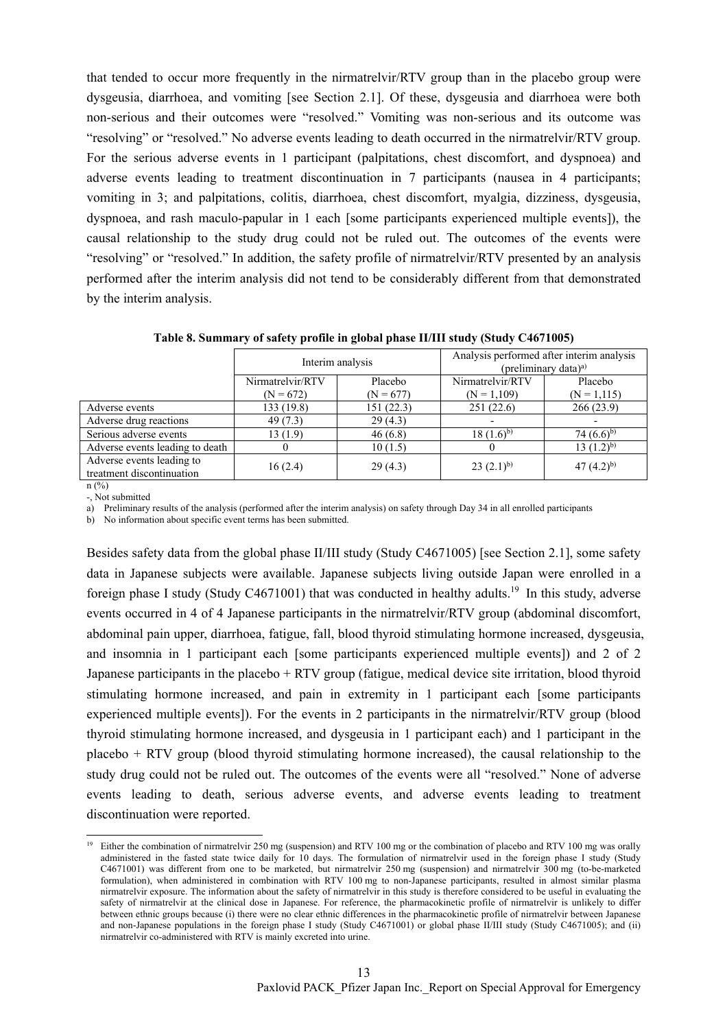that tended to occur more frequently in the nirmatrelvir/RTV group than in the placebo group were dysgeusia, diarrhoea, and vomiting [see Section 2.1]. Of these, dysgeusia and diarrhoea were both non-serious and their outcomes were "resolved." Vomiting was non-serious and its outcome was "resolving" or "resolved." No adverse events leading to death occurred in the nirmatrelvir/RTV group. For the serious adverse events in 1 participant (palpitations, chest discomfort, and dyspnoea) and adverse events leading to treatment discontinuation in 7 participants (nausea in 4 participants; vomiting in 3; and palpitations, colitis, diarrhoea, chest discomfort, myalgia, dizziness, dysgeusia, dyspnoea, and rash maculo-papular in 1 each [some participants experienced multiple events]), the causal relationship to the study drug could not be ruled out. The outcomes of the events were "resolving" or "resolved." In addition, the safety profile of nirmatrelvir/RTV presented by an analysis performed after the interim analysis did not tend to be considerably different from that demonstrated by the interim analysis.

**Table 8. Summary of safety profile in global phase II/III study (Study C4671005)**

| | Interim analysis | | Analysis performed after interim analysis (preliminary data)[a] | |
|---|---|---|---|---|
| | Nirmatrelvir/RTV (N = 672) | Placebo (N = 677) | Nirmatrelvir/RTV (N = 1,109) | Placebo (N = 1,115) |
| Adverse events | 133 (19.8) | 151 (22.3) | 251 (22.6) | 266 (23.9) |
| Adverse drug reactions | 49 (7.3) | 29 (4.3) | - | - |
| Serious adverse events | 13 (1.9) | 46 (6.8) | 18 (1.6)[b] | 74 (6.6)[b] |
| Adverse events leading to death | 0 | 10 (1.5) | 0 | 13 (1.2)[b] |
| Adverse events leading to treatment discontinuation | 16 (2.4) | 29 (4.3) | 23 (2.1)[b] | 47 (4.2)[b] |

n (%)
-, Not submitted
a) Preliminary results of the analysis (performed after the interim analysis) on safety through Day 34 in all enrolled participants
b) No information about specific event terms has been submitted.

Besides safety data from the global phase II/III study (Study C4671005) [see Section 2.1], some safety data in Japanese subjects were available. Japanese subjects living outside Japan were enrolled in a foreign phase I study (Study C4671001) that was conducted in healthy adults.[19] In this study, adverse events occurred in 4 of 4 Japanese participants in the nirmatrelvir/RTV group (abdominal discomfort, abdominal pain upper, diarrhoea, fatigue, fall, blood thyroid stimulating hormone increased, dysgeusia, and insomnia in 1 participant each [some participants experienced multiple events]) and 2 of 2 Japanese participants in the placebo + RTV group (fatigue, medical device site irritation, blood thyroid stimulating hormone increased, and pain in extremity in 1 participant each [some participants experienced multiple events]). For the events in 2 participants in the nirmatrelvir/RTV group (blood thyroid stimulating hormone increased, and dysgeusia in 1 participant each) and 1 participant in the placebo + RTV group (blood thyroid stimulating hormone increased), the causal relationship to the study drug could not be ruled out. The outcomes of the events were all "resolved." None of adverse events leading to death, serious adverse events, and adverse events leading to treatment discontinuation were reported.

[19] Either the combination of nirmatrelvir 250 mg (suspension) and RTV 100 mg or the combination of placebo and RTV 100 mg was orally administered in the fasted state twice daily for 10 days. The formulation of nirmatrelvir used in the foreign phase I study (Study C4671001) was different from one to be marketed, but nirmatrelvir 250 mg (suspension) and nirmatrelvir 300 mg (to-be-marketed formulation), when administered in combination with RTV 100 mg to non-Japanese participants, resulted in almost similar plasma nirmatrelvir exposure. The information about the safety of nirmatrelvir in this study is therefore considered to be useful in evaluating the safety of nirmatrelvir at the clinical dose in Japanese. For reference, the pharmacokinetic profile of nirmatrelvir is unlikely to differ between ethnic groups because (i) there were no clear ethnic differences in the pharmacokinetic profile of nirmatrelvir between Japanese and non-Japanese populations in the foreign phase I study (Study C4671001) or global phase II/III study (Study C4671005); and (ii) nirmatrelvir co-administered with RTV is mainly excreted into urine.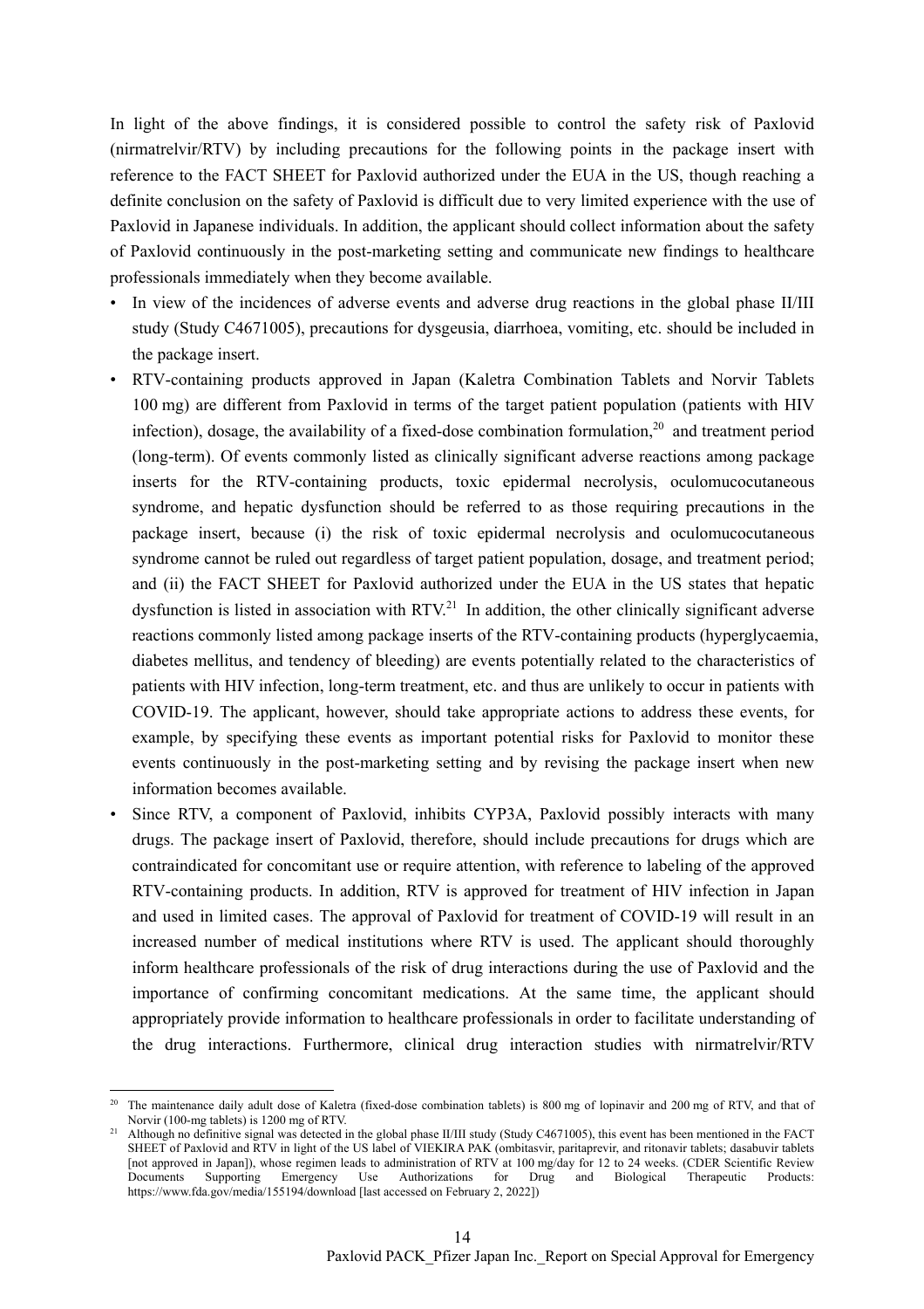In light of the above findings, it is considered possible to control the safety risk of Paxlovid (nirmatrelvir/RTV) by including precautions for the following points in the package insert with reference to the FACT SHEET for Paxlovid authorized under the EUA in the US, though reaching a definite conclusion on the safety of Paxlovid is difficult due to very limited experience with the use of Paxlovid in Japanese individuals. In addition, the applicant should collect information about the safety of Paxlovid continuously in the post-marketing setting and communicate new findings to healthcare professionals immediately when they become available.

- In view of the incidences of adverse events and adverse drug reactions in the global phase II/III study (Study C4671005), precautions for dysgeusia, diarrhoea, vomiting, etc. should be included in the package insert.
- RTV-containing products approved in Japan (Kaletra Combination Tablets and Norvir Tablets 100 mg) are different from Paxlovid in terms of the target patient population (patients with HIV infection), dosage, the availability of a fixed-dose combination formulation,[20] and treatment period (long-term). Of events commonly listed as clinically significant adverse reactions among package inserts for the RTV-containing products, toxic epidermal necrolysis, oculomucocutaneous syndrome, and hepatic dysfunction should be referred to as those requiring precautions in the package insert, because (i) the risk of toxic epidermal necrolysis and oculomucocutaneous syndrome cannot be ruled out regardless of target patient population, dosage, and treatment period; and (ii) the FACT SHEET for Paxlovid authorized under the EUA in the US states that hepatic dysfunction is listed in association with RTV.[21] In addition, the other clinically significant adverse reactions commonly listed among package inserts of the RTV-containing products (hyperglycaemia, diabetes mellitus, and tendency of bleeding) are events potentially related to the characteristics of patients with HIV infection, long-term treatment, etc. and thus are unlikely to occur in patients with COVID-19. The applicant, however, should take appropriate actions to address these events, for example, by specifying these events as important potential risks for Paxlovid to monitor these events continuously in the post-marketing setting and by revising the package insert when new information becomes available.
- Since RTV, a component of Paxlovid, inhibits CYP3A, Paxlovid possibly interacts with many drugs. The package insert of Paxlovid, therefore, should include precautions for drugs which are contraindicated for concomitant use or require attention, with reference to labeling of the approved RTV-containing products. In addition, RTV is approved for treatment of HIV infection in Japan and used in limited cases. The approval of Paxlovid for treatment of COVID-19 will result in an increased number of medical institutions where RTV is used. The applicant should thoroughly inform healthcare professionals of the risk of drug interactions during the use of Paxlovid and the importance of confirming concomitant medications. At the same time, the applicant should appropriately provide information to healthcare professionals in order to facilitate understanding of the drug interactions. Furthermore, clinical drug interaction studies with nirmatrelvir/RTV

---

[20] The maintenance daily adult dose of Kaletra (fixed-dose combination tablets) is 800 mg of lopinavir and 200 mg of RTV, and that of Norvir (100-mg tablets) is 1200 mg of RTV.

[21] Although no definitive signal was detected in the global phase II/III study (Study C4671005), this event has been mentioned in the FACT SHEET of Paxlovid and RTV in light of the US label of VIEKIRA PAK (ombitasvir, paritaprevir, and ritonavir tablets; dasabuvir tablets [not approved in Japan]), whose regimen leads to administration of RTV at 100 mg/day for 12 to 24 weeks. (CDER Scientific Review Documents Supporting Emergency Use Authorizations for Drug and Biological Therapeutic Products: https://www.fda.gov/media/155194/download [last accessed on February 2, 2022])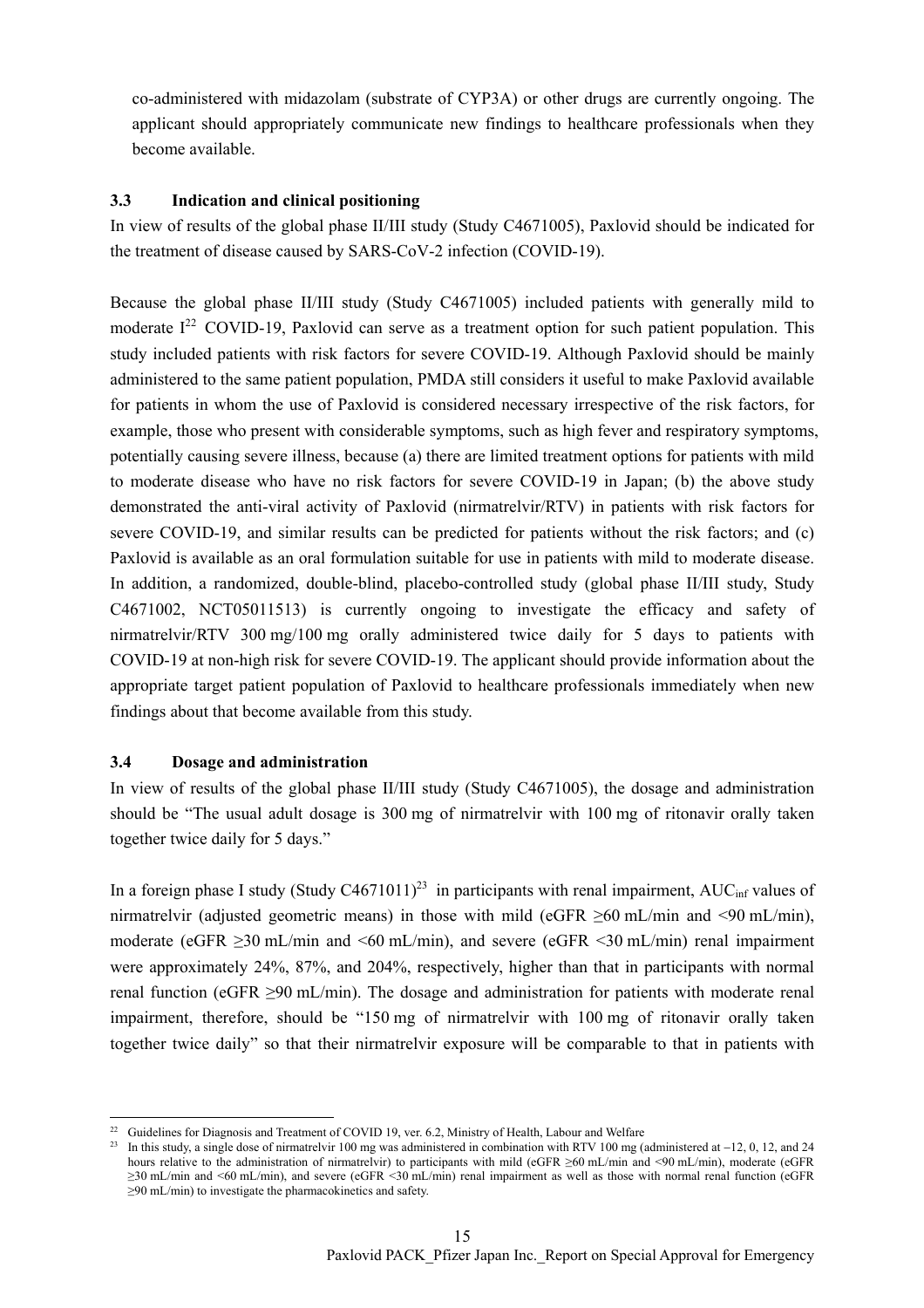co-administered with midazolam (substrate of CYP3A) or other drugs are currently ongoing. The applicant should appropriately communicate new findings to healthcare professionals when they become available.

### 3.3 Indication and clinical positioning

In view of results of the global phase II/III study (Study C4671005), Paxlovid should be indicated for the treatment of disease caused by SARS-CoV-2 infection (COVID-19).

Because the global phase II/III study (Study C4671005) included patients with generally mild to moderate I[22] COVID-19, Paxlovid can serve as a treatment option for such patient population. This study included patients with risk factors for severe COVID-19. Although Paxlovid should be mainly administered to the same patient population, PMDA still considers it useful to make Paxlovid available for patients in whom the use of Paxlovid is considered necessary irrespective of the risk factors, for example, those who present with considerable symptoms, such as high fever and respiratory symptoms, potentially causing severe illness, because (a) there are limited treatment options for patients with mild to moderate disease who have no risk factors for severe COVID-19 in Japan; (b) the above study demonstrated the anti-viral activity of Paxlovid (nirmatrelvir/RTV) in patients with risk factors for severe COVID-19, and similar results can be predicted for patients without the risk factors; and (c) Paxlovid is available as an oral formulation suitable for use in patients with mild to moderate disease. In addition, a randomized, double-blind, placebo-controlled study (global phase II/III study, Study C4671002, NCT05011513) is currently ongoing to investigate the efficacy and safety of nirmatrelvir/RTV 300 mg/100 mg orally administered twice daily for 5 days to patients with COVID-19 at non-high risk for severe COVID-19. The applicant should provide information about the appropriate target patient population of Paxlovid to healthcare professionals immediately when new findings about that become available from this study.

### 3.4 Dosage and administration

In view of results of the global phase II/III study (Study C4671005), the dosage and administration should be "The usual adult dosage is 300 mg of nirmatrelvir with 100 mg of ritonavir orally taken together twice daily for 5 days."

In a foreign phase I study (Study C4671011)[23] in participants with renal impairment, $AUC_{inf}$ values of nirmatrelvir (adjusted geometric means) in those with mild (eGFR ≥60 mL/min and <90 mL/min), moderate (eGFR ≥30 mL/min and <60 mL/min), and severe (eGFR <30 mL/min) renal impairment were approximately 24%, 87%, and 204%, respectively, higher than that in participants with normal renal function (eGFR ≥90 mL/min). The dosage and administration for patients with moderate renal impairment, therefore, should be "150 mg of nirmatrelvir with 100 mg of ritonavir orally taken together twice daily" so that their nirmatrelvir exposure will be comparable to that in patients with

---

[22] Guidelines for Diagnosis and Treatment of COVID 19, ver. 6.2, Ministry of Health, Labour and Welfare

[23] In this study, a single dose of nirmatrelvir 100 mg was administered in combination with RTV 100 mg (administered at −12, 0, 12, and 24 hours relative to the administration of nirmatrelvir) to participants with mild (eGFR ≥60 mL/min and <90 mL/min), moderate (eGFR ≥30 mL/min and <60 mL/min), and severe (eGFR <30 mL/min) renal impairment as well as those with normal renal function (eGFR ≥90 mL/min) to investigate the pharmacokinetics and safety.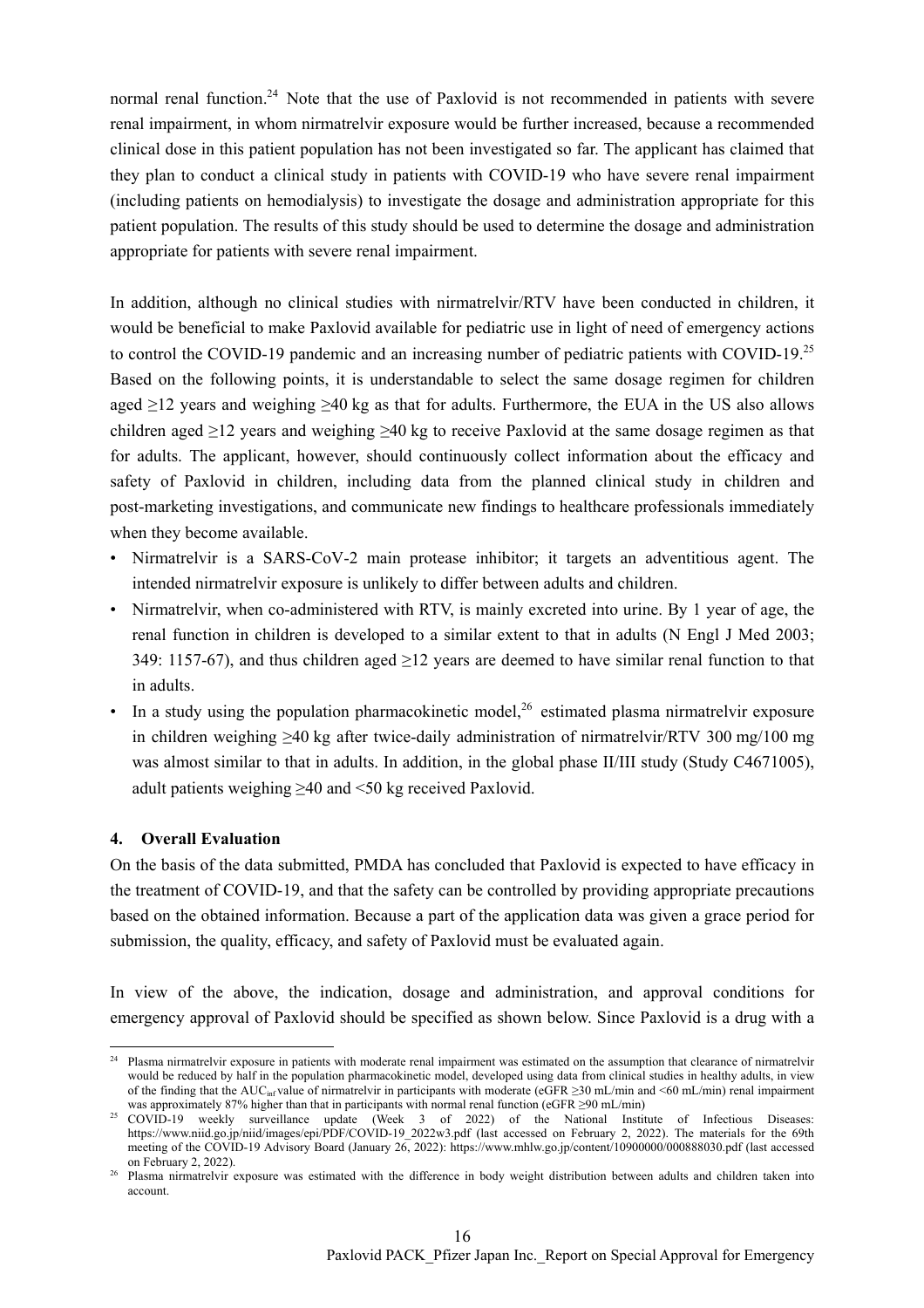normal renal function.[24] Note that the use of Paxlovid is not recommended in patients with severe renal impairment, in whom nirmatrelvir exposure would be further increased, because a recommended clinical dose in this patient population has not been investigated so far. The applicant has claimed that they plan to conduct a clinical study in patients with COVID-19 who have severe renal impairment (including patients on hemodialysis) to investigate the dosage and administration appropriate for this patient population. The results of this study should be used to determine the dosage and administration appropriate for patients with severe renal impairment.

In addition, although no clinical studies with nirmatrelvir/RTV have been conducted in children, it would be beneficial to make Paxlovid available for pediatric use in light of need of emergency actions to control the COVID-19 pandemic and an increasing number of pediatric patients with COVID-19.[25] Based on the following points, it is understandable to select the same dosage regimen for children aged ≥12 years and weighing ≥40 kg as that for adults. Furthermore, the EUA in the US also allows children aged ≥12 years and weighing ≥40 kg to receive Paxlovid at the same dosage regimen as that for adults. The applicant, however, should continuously collect information about the efficacy and safety of Paxlovid in children, including data from the planned clinical study in children and post-marketing investigations, and communicate new findings to healthcare professionals immediately when they become available.

- Nirmatrelvir is a SARS-CoV-2 main protease inhibitor; it targets an adventitious agent. The intended nirmatrelvir exposure is unlikely to differ between adults and children.
- Nirmatrelvir, when co-administered with RTV, is mainly excreted into urine. By 1 year of age, the renal function in children is developed to a similar extent to that in adults (N Engl J Med 2003; 349: 1157-67), and thus children aged ≥12 years are deemed to have similar renal function to that in adults.
- In a study using the population pharmacokinetic model,[26] estimated plasma nirmatrelvir exposure in children weighing ≥40 kg after twice-daily administration of nirmatrelvir/RTV 300 mg/100 mg was almost similar to that in adults. In addition, in the global phase II/III study (Study C4671005), adult patients weighing ≥40 and <50 kg received Paxlovid.

## 4. Overall Evaluation

On the basis of the data submitted, PMDA has concluded that Paxlovid is expected to have efficacy in the treatment of COVID-19, and that the safety can be controlled by providing appropriate precautions based on the obtained information. Because a part of the application data was given a grace period for submission, the quality, efficacy, and safety of Paxlovid must be evaluated again.

In view of the above, the indication, dosage and administration, and approval conditions for emergency approval of Paxlovid should be specified as shown below. Since Paxlovid is a drug with a

---

[24] Plasma nirmatrelvir exposure in patients with moderate renal impairment was estimated on the assumption that clearance of nirmatrelvir would be reduced by half in the population pharmacokinetic model, developed using data from clinical studies in healthy adults, in view of the finding that the $AUC_{inf}$ value of nirmatrelvir in participants with moderate (eGFR ≥30 mL/min and <60 mL/min) renal impairment was approximately 87% higher than that in participants with normal renal function (eGFR ≥90 mL/min)

[25] COVID-19 weekly surveillance update (Week 3 of 2022) of the National Institute of Infectious Diseases: https://www.niid.go.jp/niid/images/epi/PDF/COVID-19_2022w3.pdf (last accessed on February 2, 2022). The materials for the 69th meeting of the COVID-19 Advisory Board (January 26, 2022): https://www.mhlw.go.jp/content/10900000/000888030.pdf (last accessed on February 2, 2022).

[26] Plasma nirmatrelvir exposure was estimated with the difference in body weight distribution between adults and children taken into account.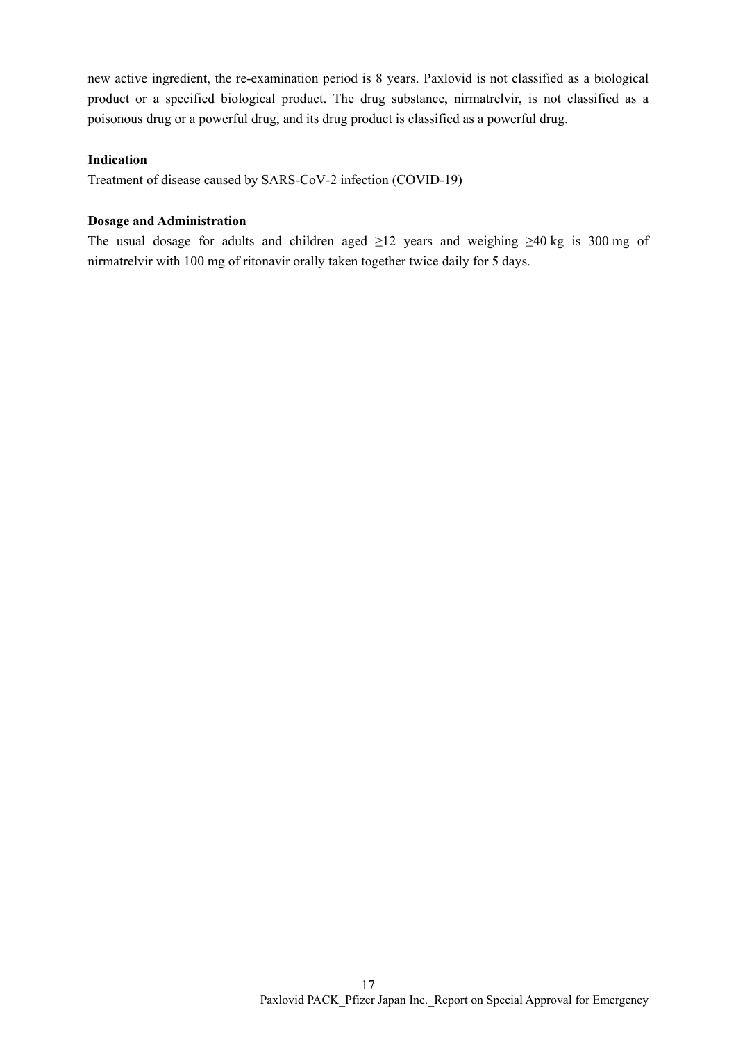new active ingredient, the re-examination period is 8 years. Paxlovid is not classified as a biological product or a specified biological product. The drug substance, nirmatrelvir, is not classified as a poisonous drug or a powerful drug, and its drug product is classified as a powerful drug.

**Indication**

Treatment of disease caused by SARS-CoV-2 infection (COVID-19)

**Dosage and Administration**

The usual dosage for adults and children aged ≥12 years and weighing ≥40 kg is 300 mg of nirmatrelvir with 100 mg of ritonavir orally taken together twice daily for 5 days.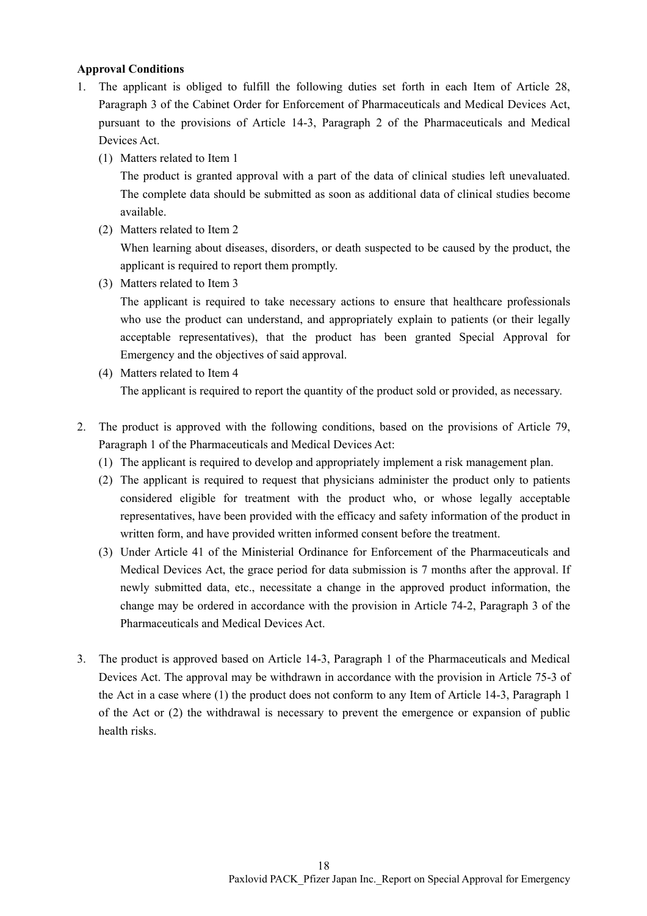**Approval Conditions**

1. The applicant is obliged to fulfill the following duties set forth in each Item of Article 28, Paragraph 3 of the Cabinet Order for Enforcement of Pharmaceuticals and Medical Devices Act, pursuant to the provisions of Article 14-3, Paragraph 2 of the Pharmaceuticals and Medical Devices Act.
   (1) Matters related to Item 1
   The product is granted approval with a part of the data of clinical studies left unevaluated. The complete data should be submitted as soon as additional data of clinical studies become available.
   (2) Matters related to Item 2
   When learning about diseases, disorders, or death suspected to be caused by the product, the applicant is required to report them promptly.
   (3) Matters related to Item 3
   The applicant is required to take necessary actions to ensure that healthcare professionals who use the product can understand, and appropriately explain to patients (or their legally acceptable representatives), that the product has been granted Special Approval for Emergency and the objectives of said approval.
   (4) Matters related to Item 4
   The applicant is required to report the quantity of the product sold or provided, as necessary.

2. The product is approved with the following conditions, based on the provisions of Article 79, Paragraph 1 of the Pharmaceuticals and Medical Devices Act:
   (1) The applicant is required to develop and appropriately implement a risk management plan.
   (2) The applicant is required to request that physicians administer the product only to patients considered eligible for treatment with the product who, or whose legally acceptable representatives, have been provided with the efficacy and safety information of the product in written form, and have provided written informed consent before the treatment.
   (3) Under Article 41 of the Ministerial Ordinance for Enforcement of the Pharmaceuticals and Medical Devices Act, the grace period for data submission is 7 months after the approval. If newly submitted data, etc., necessitate a change in the approved product information, the change may be ordered in accordance with the provision in Article 74-2, Paragraph 3 of the Pharmaceuticals and Medical Devices Act.

3. The product is approved based on Article 14-3, Paragraph 1 of the Pharmaceuticals and Medical Devices Act. The approval may be withdrawn in accordance with the provision in Article 75-3 of the Act in a case where (1) the product does not conform to any Item of Article 14-3, Paragraph 1 of the Act or (2) the withdrawal is necessary to prevent the emergence or expansion of public health risks.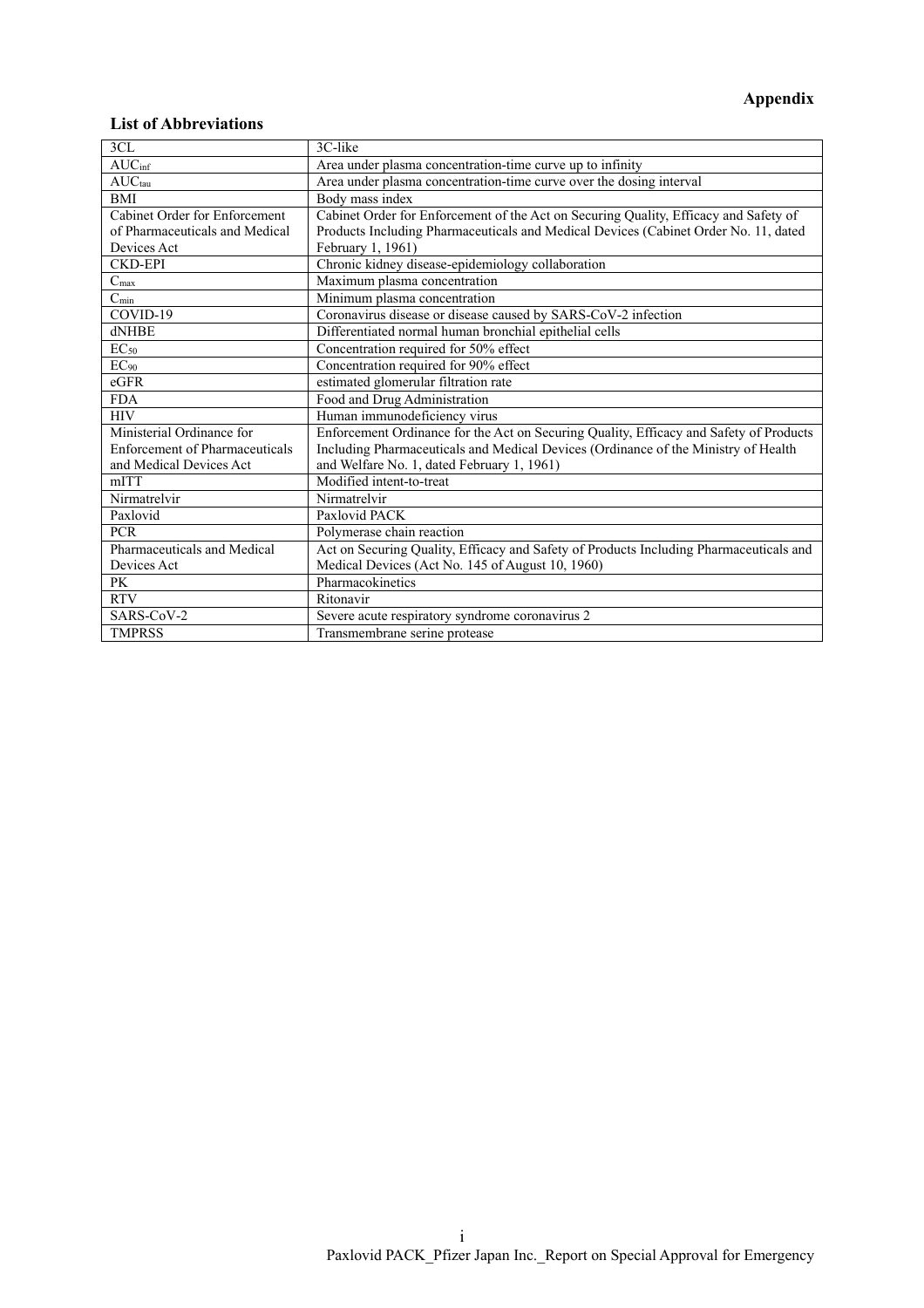**Appendix**

## List of Abbreviations

| | |
|---|---|
| 3CL | 3C-like |
| $AUC_{inf}$ | Area under plasma concentration-time curve up to infinity |
| $AUC_{tau}$ | Area under plasma concentration-time curve over the dosing interval |
| BMI | Body mass index |
| Cabinet Order for Enforcement of Pharmaceuticals and Medical Devices Act | Cabinet Order for Enforcement of the Act on Securing Quality, Efficacy and Safety of Products Including Pharmaceuticals and Medical Devices (Cabinet Order No. 11, dated February 1, 1961) |
| CKD-EPI | Chronic kidney disease-epidemiology collaboration |
| $C_{max}$ | Maximum plasma concentration |
| $C_{min}$ | Minimum plasma concentration |
| COVID-19 | Coronavirus disease or disease caused by SARS-CoV-2 infection |
| dNHBE | Differentiated normal human bronchial epithelial cells |
| $EC_{50}$ | Concentration required for 50% effect |
| $EC_{90}$ | Concentration required for 90% effect |
| eGFR | estimated glomerular filtration rate |
| FDA | Food and Drug Administration |
| HIV | Human immunodeficiency virus |
| Ministerial Ordinance for Enforcement of Pharmaceuticals and Medical Devices Act | Enforcement Ordinance for the Act on Securing Quality, Efficacy and Safety of Products Including Pharmaceuticals and Medical Devices (Ordinance of the Ministry of Health and Welfare No. 1, dated February 1, 1961) |
| mITT | Modified intent-to-treat |
| Nirmatrelvir | Nirmatrelvir |
| Paxlovid | Paxlovid PACK |
| PCR | Polymerase chain reaction |
| Pharmaceuticals and Medical Devices Act | Act on Securing Quality, Efficacy and Safety of Products Including Pharmaceuticals and Medical Devices (Act No. 145 of August 10, 1960) |
| PK | Pharmacokinetics |
| RTV | Ritonavir |
| SARS-CoV-2 | Severe acute respiratory syndrome coronavirus 2 |
| TMPRSS | Transmembrane serine protease |